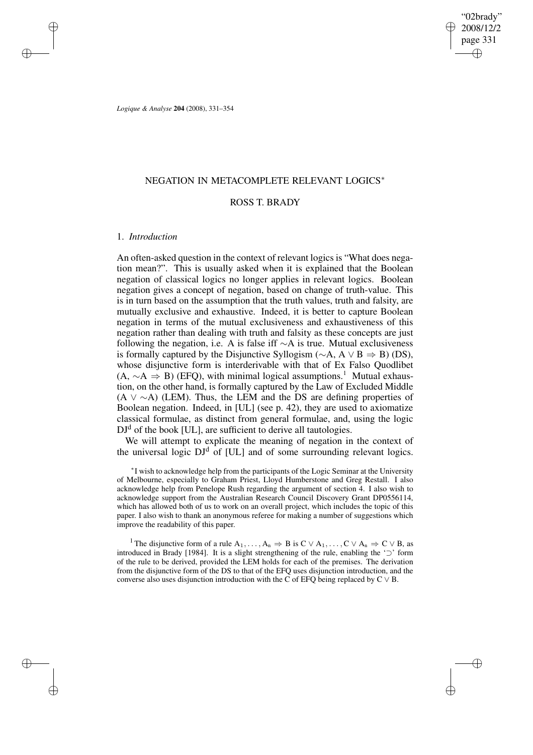# NEGATION IN METACOMPLETE RELEVANT LOGICS*

## ROSS T. BRADY

### 1. *Introduction*

An often-asked question in the context of relevant logics is "What does negation mean?". This is usually asked when it is explained that the Boolean negation of classical logics no longer applies in relevant logics. Boolean negation gives a concept of negation, based on change of truth-value. This is in turn based on the assumption that the truth values, truth and falsity, are mutually exclusive and exhaustive. Indeed, it is better to capture Boolean negation in terms of the mutual exclusiveness and exhaustiveness of this negation rather than dealing with truth and falsity as these concepts are just following the negation, i.e. A is false iff $\sim$A is true. Mutual exclusiveness is formally captured by the Disjunctive Syllogism ($\sim$A, A $\vee$ B $\Rightarrow$ B) (DS), whose disjunctive form is interderivable with that of Ex Falso Quodlibet (A, $\sim$A $\Rightarrow$ B) (EFQ), with minimal logical assumptions.[1] Mutual exhaustion, on the other hand, is formally captured by the Law of Excluded Middle (A $\vee$ $\sim$A) (LEM). Thus, the LEM and the DS are defining properties of Boolean negation. Indeed, in [UL] (see p. 42), they are used to axiomatize classical formulae, as distinct from general formulae, and, using the logic $DJ^d$ of the book [UL], are sufficient to derive all tautologies.

We will attempt to explicate the meaning of negation in the context of the universal logic $DJ^d$ of [UL] and of some surrounding relevant logics.

---

*I wish to acknowledge help from the participants of the Logic Seminar at the University of Melbourne, especially to Graham Priest, Lloyd Humberstone and Greg Restall. I also acknowledge help from Penelope Rush regarding the argument of section 4. I also wish to acknowledge support from the Australian Research Council Discovery Grant DP0556114, which has allowed both of us to work on an overall project, which includes the topic of this paper. I also wish to thank an anonymous referee for making a number of suggestions which improve the readability of this paper.

[1] The disjunctive form of a rule $A_1, \ldots, A_n \Rightarrow B$ is $C \vee A_1, \ldots, C \vee A_n \Rightarrow C \vee B$, as introduced in Brady [1984]. It is a slight strengthening of the rule, enabling the '$\supset$' form of the rule to be derived, provided the LEM holds for each of the premises. The derivation from the disjunctive form of the DS to that of the EFQ uses disjunction introduction, and the converse also uses disjunction introduction with the C of EFQ being replaced by C $\vee$ B.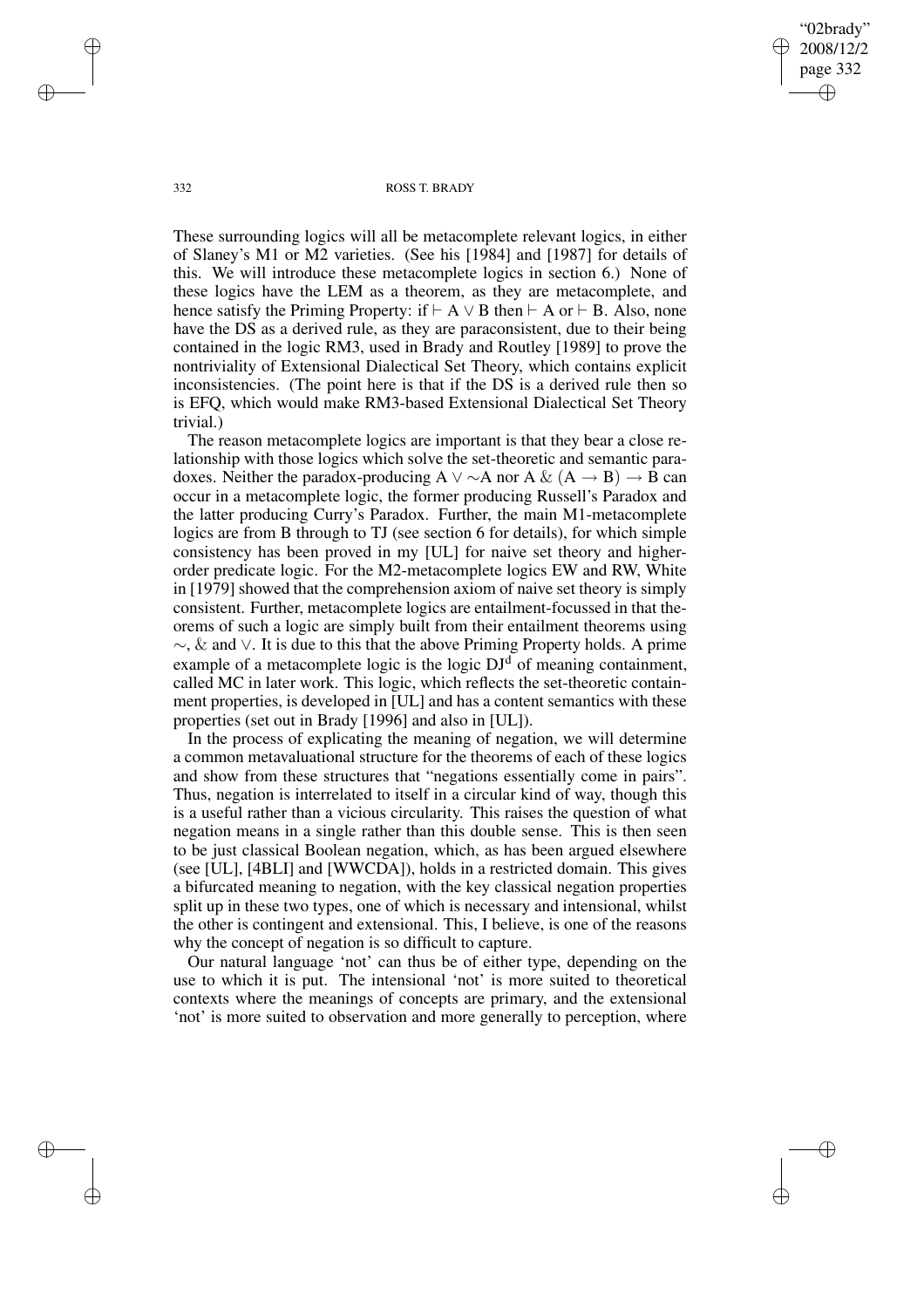These surrounding logics will all be metacomplete relevant logics, in either of Slaney's M1 or M2 varieties. (See his [1984] and [1987] for details of this. We will introduce these metacomplete logics in section 6.) None of these logics have the LEM as a theorem, as they are metacomplete, and hence satisfy the Priming Property: if $\vdash$ A $\vee$ B then $\vdash$ A or $\vdash$ B. Also, none have the DS as a derived rule, as they are paraconsistent, due to their being contained in the logic RM3, used in Brady and Routley [1989] to prove the nontriviality of Extensional Dialectical Set Theory, which contains explicit inconsistencies. (The point here is that if the DS is a derived rule then so is EFQ, which would make RM3-based Extensional Dialectical Set Theory trivial.)

The reason metacomplete logics are important is that they bear a close relationship with those logics which solve the set-theoretic and semantic paradoxes. Neither the paradox-producing A $\vee \sim$A nor A $\&$ (A $\rightarrow$ B) $\rightarrow$ B can occur in a metacomplete logic, the former producing Russell's Paradox and the latter producing Curry's Paradox. Further, the main M1-metacomplete logics are from B through to TJ (see section 6 for details), for which simple consistency has been proved in my [UL] for naive set theory and higher-order predicate logic. For the M2-metacomplete logics EW and RW, White in [1979] showed that the comprehension axiom of naive set theory is simply consistent. Further, metacomplete logics are entailment-focussed in that theorems of such a logic are simply built from their entailment theorems using $\sim$, $\&$ and $\vee$. It is due to this that the above Priming Property holds. A prime example of a metacomplete logic is the logic $DJ^d$ of meaning containment, called MC in later work. This logic, which reflects the set-theoretic containment properties, is developed in [UL] and has a content semantics with these properties (set out in Brady [1996] and also in [UL]).

In the process of explicating the meaning of negation, we will determine a common metavaluational structure for the theorems of each of these logics and show from these structures that "negations essentially come in pairs". Thus, negation is interrelated to itself in a circular kind of way, though this is a useful rather than a vicious circularity. This raises the question of what negation means in a single rather than this double sense. This is then seen to be just classical Boolean negation, which, as has been argued elsewhere (see [UL], [4BLI] and [WWCDA]), holds in a restricted domain. This gives a bifurcated meaning to negation, with the key classical negation properties split up in these two types, one of which is necessary and intensional, whilst the other is contingent and extensional. This, I believe, is one of the reasons why the concept of negation is so difficult to capture.

Our natural language 'not' can thus be of either type, depending on the use to which it is put. The intensional 'not' is more suited to theoretical contexts where the meanings of concepts are primary, and the extensional 'not' is more suited to observation and more generally to perception, where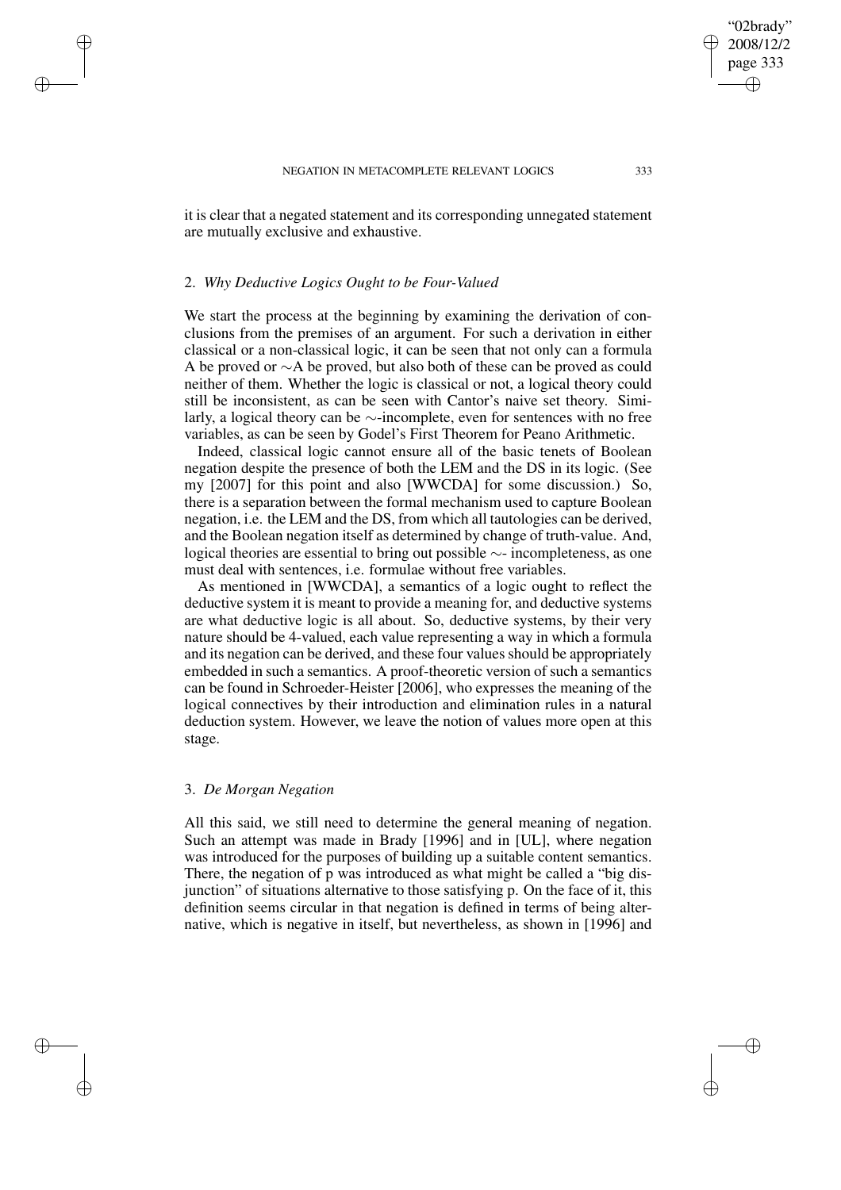it is clear that a negated statement and its corresponding unnegated statement are mutually exclusive and exhaustive.

## 2. *Why Deductive Logics Ought to be Four-Valued*

We start the process at the beginning by examining the derivation of conclusions from the premises of an argument. For such a derivation in either classical or a non-classical logic, it can be seen that not only can a formula A be proved or $\sim$A be proved, but also both of these can be proved as could neither of them. Whether the logic is classical or not, a logical theory could still be inconsistent, as can be seen with Cantor's naive set theory. Similarly, a logical theory can be $\sim$-incomplete, even for sentences with no free variables, as can be seen by Godel's First Theorem for Peano Arithmetic.

Indeed, classical logic cannot ensure all of the basic tenets of Boolean negation despite the presence of both the LEM and the DS in its logic. (See my [2007] for this point and also [WWCDA] for some discussion.) So, there is a separation between the formal mechanism used to capture Boolean negation, i.e. the LEM and the DS, from which all tautologies can be derived, and the Boolean negation itself as determined by change of truth-value. And, logical theories are essential to bring out possible $\sim$- incompleteness, as one must deal with sentences, i.e. formulae without free variables.

As mentioned in [WWCDA], a semantics of a logic ought to reflect the deductive system it is meant to provide a meaning for, and deductive systems are what deductive logic is all about. So, deductive systems, by their very nature should be 4-valued, each value representing a way in which a formula and its negation can be derived, and these four values should be appropriately embedded in such a semantics. A proof-theoretic version of such a semantics can be found in Schroeder-Heister [2006], who expresses the meaning of the logical connectives by their introduction and elimination rules in a natural deduction system. However, we leave the notion of values more open at this stage.

## 3. *De Morgan Negation*

All this said, we still need to determine the general meaning of negation. Such an attempt was made in Brady [1996] and in [UL], where negation was introduced for the purposes of building up a suitable content semantics. There, the negation of p was introduced as what might be called a "big disjunction" of situations alternative to those satisfying p. On the face of it, this definition seems circular in that negation is defined in terms of being alternative, which is negative in itself, but nevertheless, as shown in [1996] and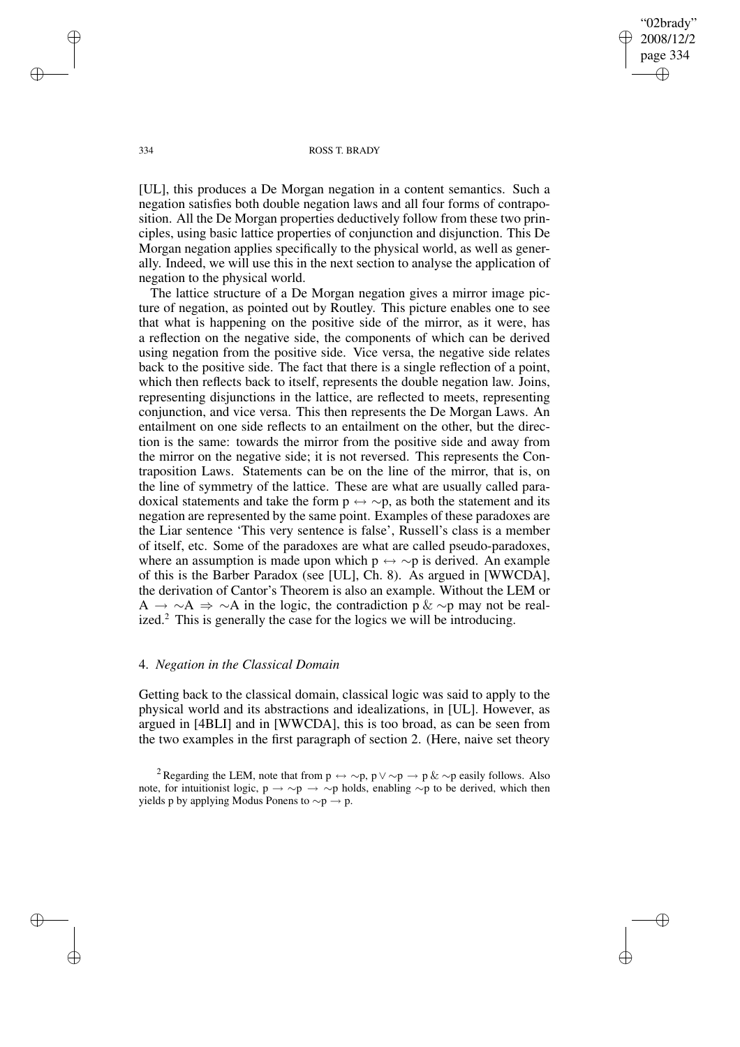[UL], this produces a De Morgan negation in a content semantics. Such a negation satisfies both double negation laws and all four forms of contraposition. All the De Morgan properties deductively follow from these two principles, using basic lattice properties of conjunction and disjunction. This De Morgan negation applies specifically to the physical world, as well as generally. Indeed, we will use this in the next section to analyse the application of negation to the physical world.

The lattice structure of a De Morgan negation gives a mirror image picture of negation, as pointed out by Routley. This picture enables one to see that what is happening on the positive side of the mirror, as it were, has a reflection on the negative side, the components of which can be derived using negation from the positive side. Vice versa, the negative side relates back to the positive side. The fact that there is a single reflection of a point, which then reflects back to itself, represents the double negation law. Joins, representing disjunctions in the lattice, are reflected to meets, representing conjunction, and vice versa. This then represents the De Morgan Laws. An entailment on one side reflects to an entailment on the other, but the direction is the same: towards the mirror from the positive side and away from the mirror on the negative side; it is not reversed. This represents the Contraposition Laws. Statements can be on the line of the mirror, that is, on the line of symmetry of the lattice. These are what are usually called paradoxical statements and take the form $p \leftrightarrow \sim p$, as both the statement and its negation are represented by the same point. Examples of these paradoxes are the Liar sentence 'This very sentence is false', Russell's class is a member of itself, etc. Some of the paradoxes are what are called pseudo-paradoxes, where an assumption is made upon which $p \leftrightarrow \sim p$ is derived. An example of this is the Barber Paradox (see [UL], Ch. 8). As argued in [WWCDA], the derivation of Cantor's Theorem is also an example. Without the LEM or $A \rightarrow \sim A \Rightarrow \sim A$ in the logic, the contradiction $p \,\&\, \sim p$ may not be realized.[2] This is generally the case for the logics we will be introducing.

## 4. *Negation in the Classical Domain*

Getting back to the classical domain, classical logic was said to apply to the physical world and its abstractions and idealizations, in [UL]. However, as argued in [4BLI] and in [WWCDA], this is too broad, as can be seen from the two examples in the first paragraph of section 2. (Here, naive set theory

---

[2] Regarding the LEM, note that from $p \leftrightarrow \sim p$, $p \vee \sim p \rightarrow p \,\&\, \sim p$ easily follows. Also note, for intuitionist logic, $p \rightarrow \sim p \rightarrow \sim p$ holds, enabling $\sim p$ to be derived, which then yields p by applying Modus Ponens to $\sim p \rightarrow p$.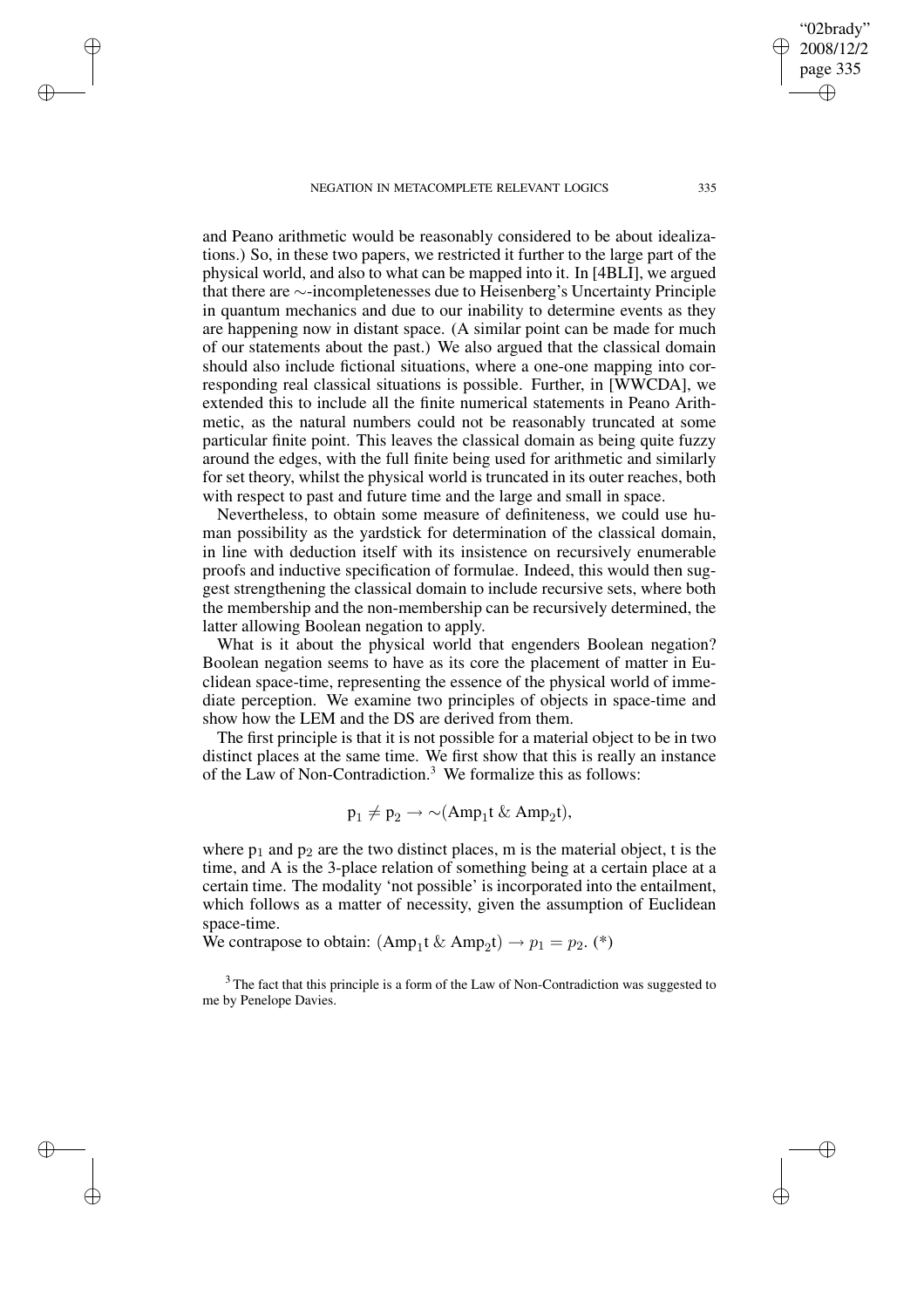and Peano arithmetic would be reasonably considered to be about idealizations.) So, in these two papers, we restricted it further to the large part of the physical world, and also to what can be mapped into it. In [4BLI], we argued that there are ∼-incompletenesses due to Heisenberg's Uncertainty Principle in quantum mechanics and due to our inability to determine events as they are happening now in distant space. (A similar point can be made for much of our statements about the past.) We also argued that the classical domain should also include fictional situations, where a one-one mapping into corresponding real classical situations is possible. Further, in [WWCDA], we extended this to include all the finite numerical statements in Peano Arithmetic, as the natural numbers could not be reasonably truncated at some particular finite point. This leaves the classical domain as being quite fuzzy around the edges, with the full finite being used for arithmetic and similarly for set theory, whilst the physical world is truncated in its outer reaches, both with respect to past and future time and the large and small in space.

Nevertheless, to obtain some measure of definiteness, we could use human possibility as the yardstick for determination of the classical domain, in line with deduction itself with its insistence on recursively enumerable proofs and inductive specification of formulae. Indeed, this would then suggest strengthening the classical domain to include recursive sets, where both the membership and the non-membership can be recursively determined, the latter allowing Boolean negation to apply.

What is it about the physical world that engenders Boolean negation? Boolean negation seems to have as its core the placement of matter in Euclidean space-time, representing the essence of the physical world of immediate perception. We examine two principles of objects in space-time and show how the LEM and the DS are derived from them.

The first principle is that it is not possible for a material object to be in two distinct places at the same time. We first show that this is really an instance of the Law of Non-Contradiction.[3] We formalize this as follows:

$$\mathrm{p}_1 \neq \mathrm{p}_2 \rightarrow \sim(\mathrm{Amp}_1\mathrm{t}\ \&\ \mathrm{Amp}_2\mathrm{t}),$$

where $\mathrm{p}_1$ and $\mathrm{p}_2$ are the two distinct places, m is the material object, t is the time, and A is the 3-place relation of something being at a certain place at a certain time. The modality 'not possible' is incorporated into the entailment, which follows as a matter of necessity, given the assumption of Euclidean space-time.

We contrapose to obtain: $(\mathrm{Amp}_1\mathrm{t}\ \&\ \mathrm{Amp}_2\mathrm{t}) \rightarrow p_1 = p_2$. (*)

[3] The fact that this principle is a form of the Law of Non-Contradiction was suggested to me by Penelope Davies.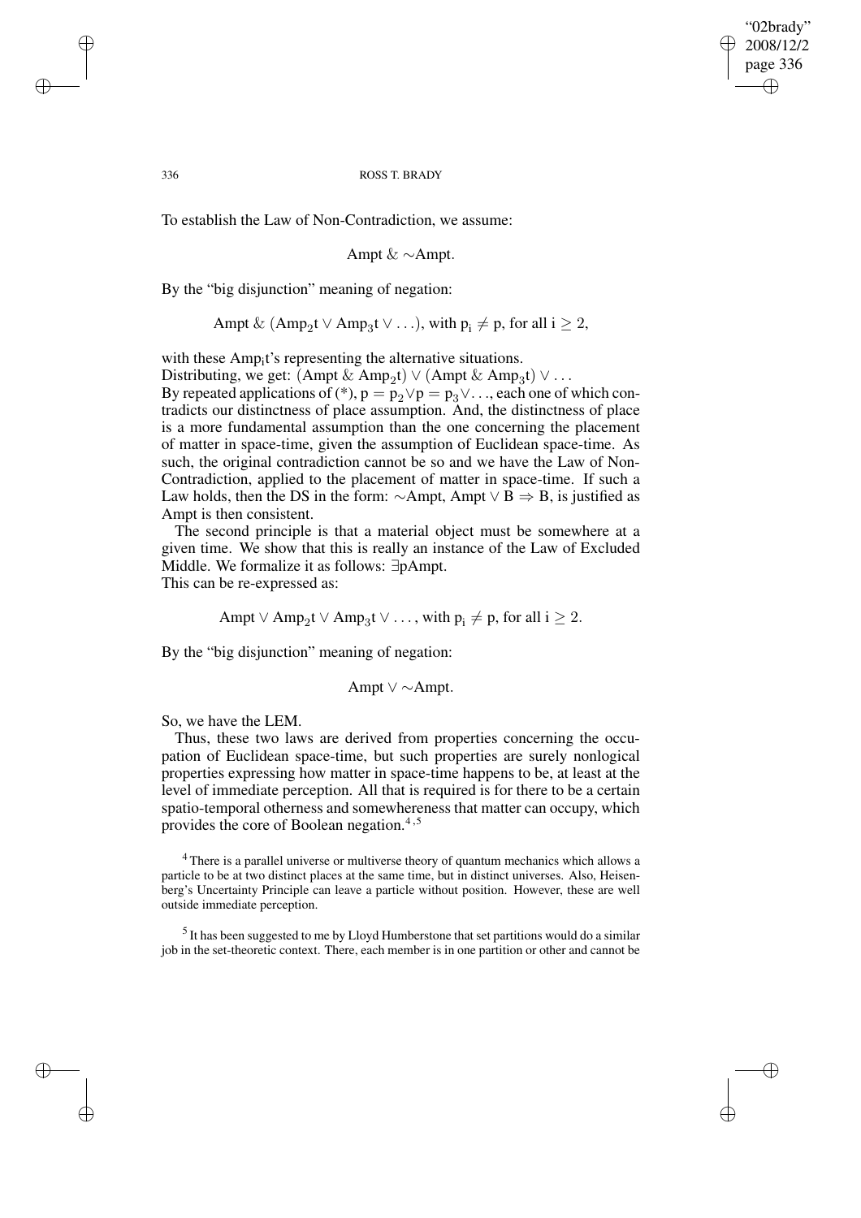To establish the Law of Non-Contradiction, we assume:

$$\text{Ampt} \,\&\, {\sim}\text{Ampt}.$$

By the "big disjunction" meaning of negation:

$$\text{Ampt} \,\&\, (\text{Amp}_2\text{t} \vee \text{Amp}_3\text{t} \vee \ldots), \text{ with } \text{p}_\text{i} \neq \text{p}, \text{ for all i} \geq 2,$$

with these $\text{Amp}_\text{i}\text{t}$'s representing the alternative situations.

Distributing, we get: $(\text{Ampt} \,\&\, \text{Amp}_2\text{t}) \vee (\text{Ampt} \,\&\, \text{Amp}_3\text{t}) \vee \ldots$

By repeated applications of (*), $\text{p} = \text{p}_2 \vee \text{p} = \text{p}_3 \vee \ldots$, each one of which contradicts our distinctness of place assumption. And, the distinctness of place is a more fundamental assumption than the one concerning the placement of matter in space-time, given the assumption of Euclidean space-time. As such, the original contradiction cannot be so and we have the Law of Non-Contradiction, applied to the placement of matter in space-time. If such a Law holds, then the DS in the form: ${\sim}\text{Ampt}, \text{Ampt} \vee \text{B} \Rightarrow \text{B}$, is justified as Ampt is then consistent.

The second principle is that a material object must be somewhere at a given time. We show that this is really an instance of the Law of Excluded Middle. We formalize it as follows: $\exists\text{pAmpt}$.

This can be re-expressed as:

$$\text{Ampt} \vee \text{Amp}_2\text{t} \vee \text{Amp}_3\text{t} \vee \ldots, \text{ with } \text{p}_\text{i} \neq \text{p}, \text{ for all i} \geq 2.$$

By the "big disjunction" meaning of negation:

$$\text{Ampt} \vee {\sim}\text{Ampt}.$$

So, we have the LEM.

Thus, these two laws are derived from properties concerning the occupation of Euclidean space-time, but such properties are surely nonlogical properties expressing how matter in space-time happens to be, at least at the level of immediate perception. All that is required is for there to be a certain spatio-temporal otherness and somewhereness that matter can occupy, which provides the core of Boolean negation.[4,5]

[4] There is a parallel universe or multiverse theory of quantum mechanics which allows a particle to be at two distinct places at the same time, but in distinct universes. Also, Heisenberg's Uncertainty Principle can leave a particle without position. However, these are well outside immediate perception.

[5] It has been suggested to me by Lloyd Humberstone that set partitions would do a similar job in the set-theoretic context. There, each member is in one partition or other and cannot be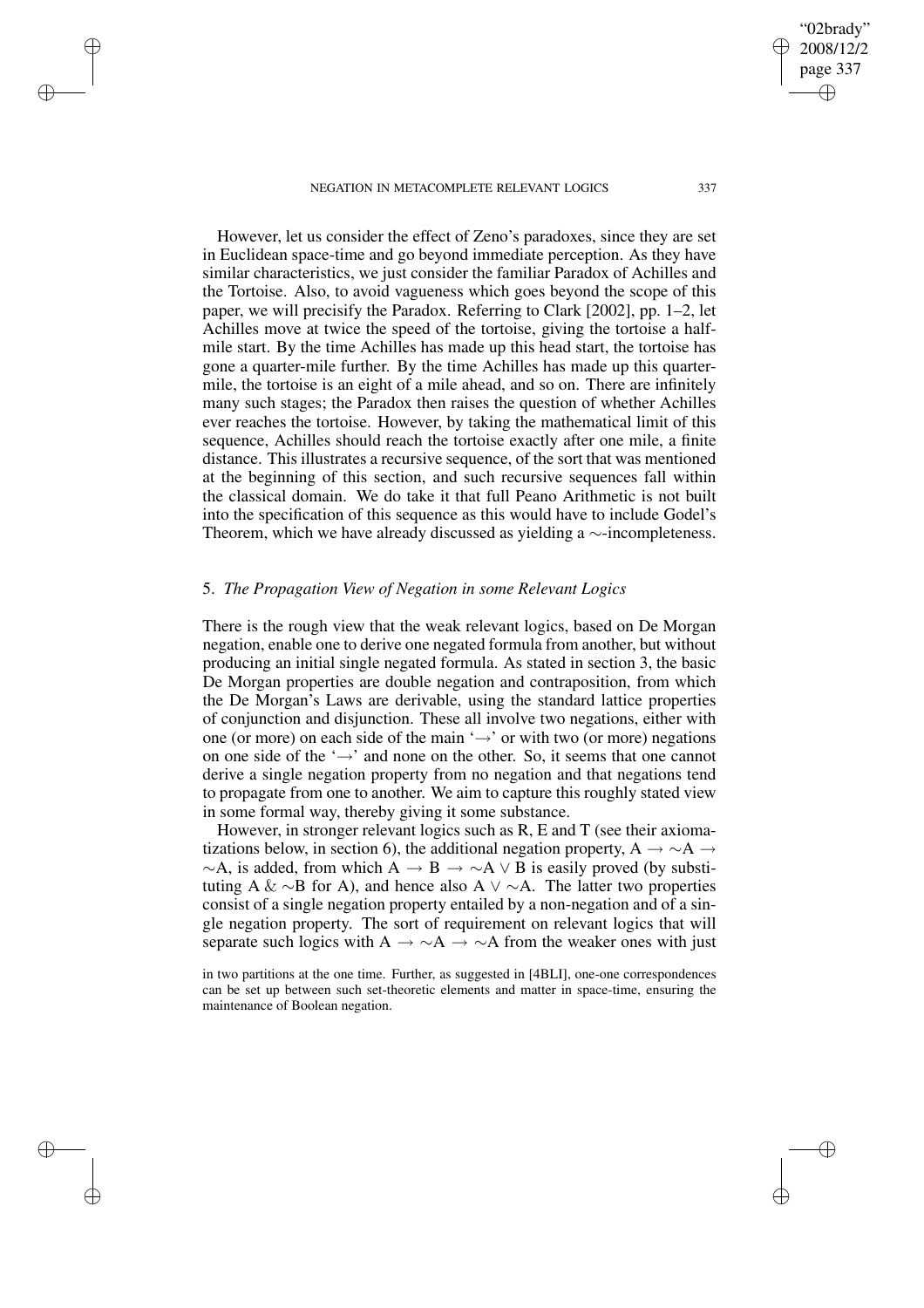However, let us consider the effect of Zeno's paradoxes, since they are set in Euclidean space-time and go beyond immediate perception. As they have similar characteristics, we just consider the familiar Paradox of Achilles and the Tortoise. Also, to avoid vagueness which goes beyond the scope of this paper, we will precisify the Paradox. Referring to Clark [2002], pp. 1–2, let Achilles move at twice the speed of the tortoise, giving the tortoise a half-mile start. By the time Achilles has made up this head start, the tortoise has gone a quarter-mile further. By the time Achilles has made up this quarter-mile, the tortoise is an eight of a mile ahead, and so on. There are infinitely many such stages; the Paradox then raises the question of whether Achilles ever reaches the tortoise. However, by taking the mathematical limit of this sequence, Achilles should reach the tortoise exactly after one mile, a finite distance. This illustrates a recursive sequence, of the sort that was mentioned at the beginning of this section, and such recursive sequences fall within the classical domain. We do take it that full Peano Arithmetic is not built into the specification of this sequence as this would have to include Godel's Theorem, which we have already discussed as yielding a $\sim$-incompleteness.

## 5. *The Propagation View of Negation in some Relevant Logics*

There is the rough view that the weak relevant logics, based on De Morgan negation, enable one to derive one negated formula from another, but without producing an initial single negated formula. As stated in section 3, the basic De Morgan properties are double negation and contraposition, from which the De Morgan's Laws are derivable, using the standard lattice properties of conjunction and disjunction. These all involve two negations, either with one (or more) on each side of the main '$\rightarrow$' or with two (or more) negations on one side of the '$\rightarrow$' and none on the other. So, it seems that one cannot derive a single negation property from no negation and that negations tend to propagate from one to another. We aim to capture this roughly stated view in some formal way, thereby giving it some substance.

However, in stronger relevant logics such as R, E and T (see their axiomatizations below, in section 6), the additional negation property, $A \rightarrow \sim A \rightarrow \sim A$, is added, from which $A \rightarrow B \rightarrow \sim A \vee B$ is easily proved (by substituting $A \,\&\, \sim B$ for A), and hence also $A \vee \sim A$. The latter two properties consist of a single negation property entailed by a non-negation and of a single negation property. The sort of requirement on relevant logics that will separate such logics with $A \rightarrow \sim A \rightarrow \sim A$ from the weaker ones with just

in two partitions at the one time. Further, as suggested in [4BLI], one-one correspondences can be set up between such set-theoretic elements and matter in space-time, ensuring the maintenance of Boolean negation.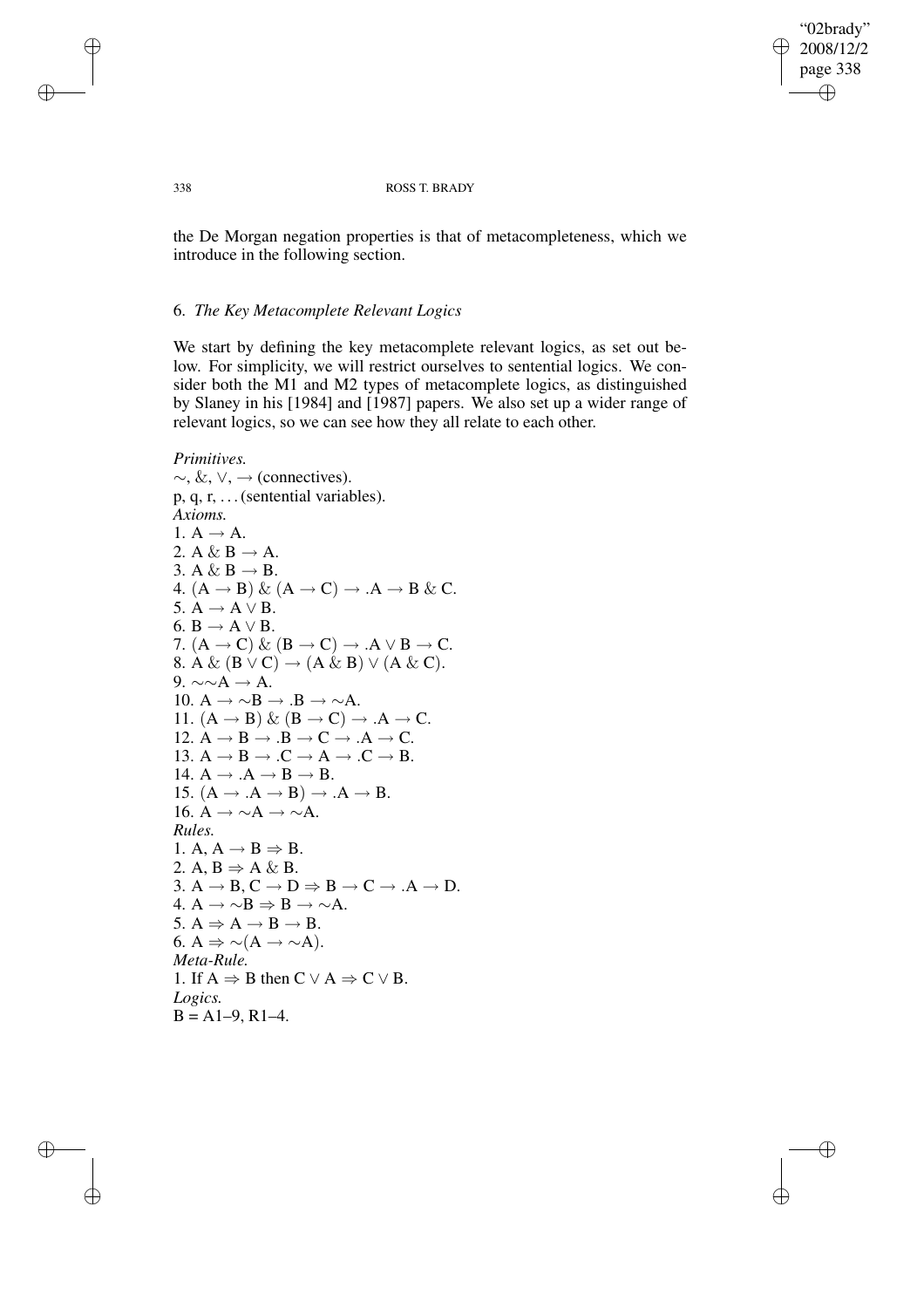the De Morgan negation properties is that of metacompleteness, which we introduce in the following section.

### 6. *The Key Metacomplete Relevant Logics*

We start by defining the key metacomplete relevant logics, as set out below. For simplicity, we will restrict ourselves to sentential logics. We consider both the M1 and M2 types of metacomplete logics, as distinguished by Slaney in his [1984] and [1987] papers. We also set up a wider range of relevant logics, so we can see how they all relate to each other.

*Primitives.*
$\sim, \&, \vee, \rightarrow$ (connectives).
p, q, r, ... (sentential variables).
*Axioms.*
1. $A \rightarrow A$.
2. $A \,\&\, B \rightarrow A$.
3. $A \,\&\, B \rightarrow B$.
4. $(A \rightarrow B) \,\&\, (A \rightarrow C) \rightarrow .A \rightarrow B \,\&\, C$.
5. $A \rightarrow A \vee B$.
6. $B \rightarrow A \vee B$.
7. $(A \rightarrow C) \,\&\, (B \rightarrow C) \rightarrow .A \vee B \rightarrow C$.
8. $A \,\&\, (B \vee C) \rightarrow (A \,\&\, B) \vee (A \,\&\, C)$.
9. $\sim\sim A \rightarrow A$.
10. $A \rightarrow \sim B \rightarrow .B \rightarrow \sim A$.
11. $(A \rightarrow B) \,\&\, (B \rightarrow C) \rightarrow .A \rightarrow C$.
12. $A \rightarrow B \rightarrow .B \rightarrow C \rightarrow .A \rightarrow C$.
13. $A \rightarrow B \rightarrow .C \rightarrow A \rightarrow .C \rightarrow B$.
14. $A \rightarrow .A \rightarrow B \rightarrow B$.
15. $(A \rightarrow .A \rightarrow B) \rightarrow .A \rightarrow B$.
16. $A \rightarrow \sim A \rightarrow \sim A$.

*Rules.*
1. $A, A \rightarrow B \Rightarrow B$.
2. $A, B \Rightarrow A \,\&\, B$.
3. $A \rightarrow B, C \rightarrow D \Rightarrow B \rightarrow C \rightarrow .A \rightarrow D$.
4. $A \rightarrow \sim B \Rightarrow B \rightarrow \sim A$.
5. $A \Rightarrow A \rightarrow B \rightarrow B$.
6. $A \Rightarrow \sim(A \rightarrow \sim A)$.

*Meta-Rule.*
1. If $A \Rightarrow B$ then $C \vee A \Rightarrow C \vee B$.

*Logics.*
B = A1–9, R1–4.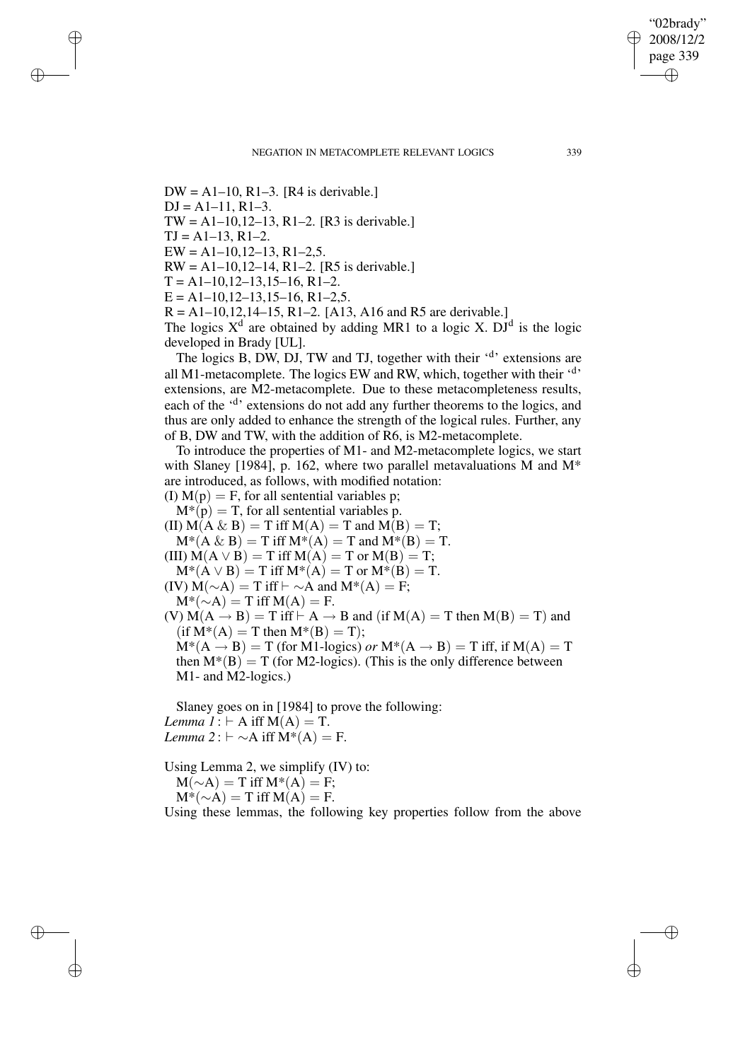DW = A1–10, R1–3. [R4 is derivable.]
DJ = A1–11, R1–3.
TW = A1–10,12–13, R1–2. [R3 is derivable.]
TJ = A1–13, R1–2.
EW = A1–10,12–13, R1–2,5.
RW = A1–10,12–14, R1–2. [R5 is derivable.]
T = A1–10,12–13,15–16, R1–2.
E = A1–10,12–13,15–16, R1–2,5.
R = A1–10,12,14–15, R1–2. [A13, A16 and R5 are derivable.]
The logics $X^d$ are obtained by adding MR1 to a logic X. $DJ^d$ is the logic developed in Brady [UL].

The logics B, DW, DJ, TW and TJ, together with their '$^d$' extensions are all M1-metacomplete. The logics EW and RW, which, together with their '$^d$' extensions, are M2-metacomplete. Due to these metacompleteness results, each of the '$^d$' extensions do not add any further theorems to the logics, and thus are only added to enhance the strength of the logical rules. Further, any of B, DW and TW, with the addition of R6, is M2-metacomplete.

To introduce the properties of M1- and M2-metacomplete logics, we start with Slaney [1984], p. 162, where two parallel metavaluations M and M* are introduced, as follows, with modified notation:

(I) $M(p) = F$, for all sentential variables p;
$M^*(p) = T$, for all sentential variables p.
(II) $M(A \,\&\, B) = T$ iff $M(A) = T$ and $M(B) = T$;
$M^*(A \,\&\, B) = T$ iff $M^*(A) = T$ and $M^*(B) = T$.
(III) $M(A \vee B) = T$ iff $M(A) = T$ or $M(B) = T$;
$M^*(A \vee B) = T$ iff $M^*(A) = T$ or $M^*(B) = T$.
(IV) $M(\sim A) = T$ iff $\vdash \sim A$ and $M^*(A) = F$;
$M^*(\sim A) = T$ iff $M(A) = F$.
(V) $M(A \rightarrow B) = T$ iff $\vdash A \rightarrow B$ and (if $M(A) = T$ then $M(B) = T$) and (if $M^*(A) = T$ then $M^*(B) = T$);
$M^*(A \rightarrow B) = T$ (for M1-logics) *or* $M^*(A \rightarrow B) = T$ iff, if $M(A) = T$ then $M^*(B) = T$ (for M2-logics). (This is the only difference between M1- and M2-logics.)

Slaney goes on in [1984] to prove the following:
*Lemma 1* : $\vdash A$ iff $M(A) = T$.
*Lemma 2* : $\vdash \sim A$ iff $M^*(A) = F$.

Using Lemma 2, we simplify (IV) to:
$M(\sim A) = T$ iff $M^*(A) = F$;
$M^*(\sim A) = T$ iff $M(A) = F$.
Using these lemmas, the following key properties follow from the above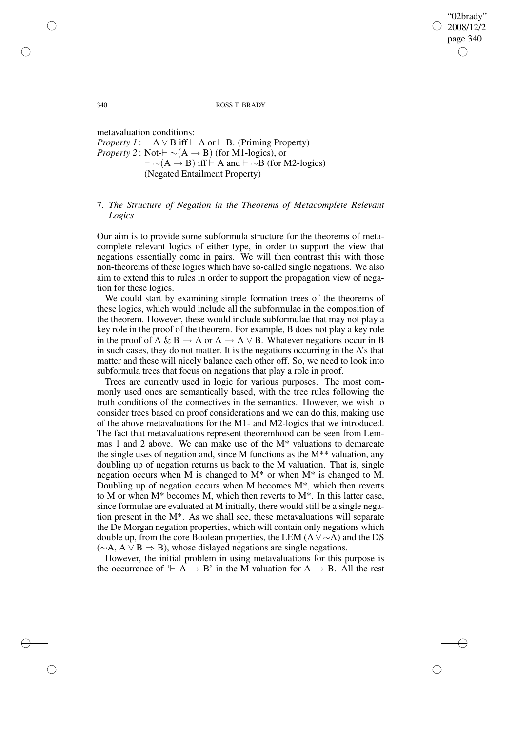metavaluation conditions:
*Property 1* : $\vdash A \vee B$ iff $\vdash A$ or $\vdash B$. (Priming Property)
*Property 2* : Not-$\vdash \sim(A \rightarrow B)$ (for M1-logics), or
$\vdash \sim(A \rightarrow B)$ iff $\vdash A$ and $\vdash \sim B$ (for M2-logics)
(Negated Entailment Property)

## 7. *The Structure of Negation in the Theorems of Metacomplete Relevant Logics*

Our aim is to provide some subformula structure for the theorems of metacomplete relevant logics of either type, in order to support the view that negations essentially come in pairs. We will then contrast this with those non-theorems of these logics which have so-called single negations. We also aim to extend this to rules in order to support the propagation view of negation for these logics.

We could start by examining simple formation trees of the theorems of these logics, which would include all the subformulae in the composition of the theorem. However, these would include subformulae that may not play a key role in the proof of the theorem. For example, B does not play a key role in the proof of $A \,\&\, B \rightarrow A$ or $A \rightarrow A \vee B$. Whatever negations occur in B in such cases, they do not matter. It is the negations occurring in the A's that matter and these will nicely balance each other off. So, we need to look into subformula trees that focus on negations that play a role in proof.

Trees are currently used in logic for various purposes. The most commonly used ones are semantically based, with the tree rules following the truth conditions of the connectives in the semantics. However, we wish to consider trees based on proof considerations and we can do this, making use of the above metavaluations for the M1- and M2-logics that we introduced. The fact that metavaluations represent theoremhood can be seen from Lemmas 1 and 2 above. We can make use of the M* valuations to demarcate the single uses of negation and, since M functions as the M** valuation, any doubling up of negation returns us back to the M valuation. That is, single negation occurs when M is changed to M* or when M* is changed to M. Doubling up of negation occurs when M becomes M*, which then reverts to M or when M* becomes M, which then reverts to M*. In this latter case, since formulae are evaluated at M initially, there would still be a single negation present in the M*. As we shall see, these metavaluations will separate the De Morgan negation properties, which will contain only negations which double up, from the core Boolean properties, the LEM ($A \vee \sim A$) and the DS ($\sim A, A \vee B \Rightarrow B$), whose dislayed negations are single negations.

However, the initial problem in using metavaluations for this purpose is the occurrence of '$\vdash A \rightarrow B$' in the M valuation for $A \rightarrow B$. All the rest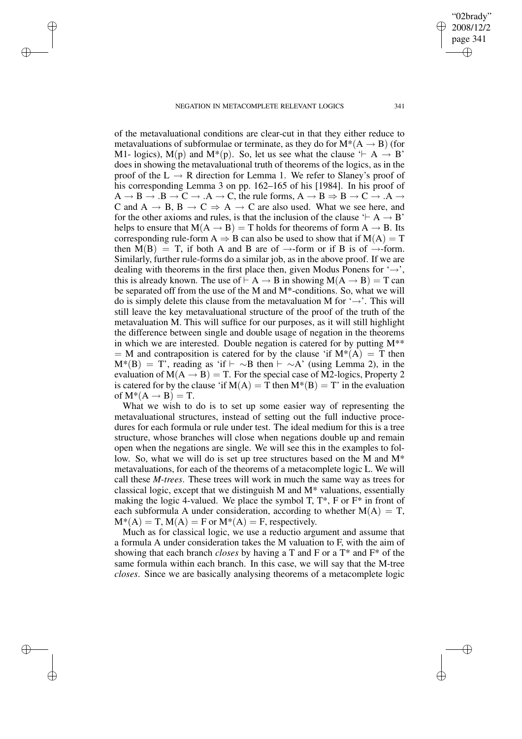of the metavaluational conditions are clear-cut in that they either reduce to metavaluations of subformulae or terminate, as they do for $M^*(A \to B)$ (for M1- logics), $M(p)$ and $M^*(p)$. So, let us see what the clause '$\vdash A \to B$' does in showing the metavaluational truth of theorems of the logics, as in the proof of the $L \to R$ direction for Lemma 1. We refer to Slaney's proof of his corresponding Lemma 3 on pp. 162–165 of his [1984]. In his proof of $A \to B \to .B \to C \to .A \to C$, the rule forms, $A \to B \Rightarrow B \to C \to .A \to C$ and $A \to B, B \to C \Rightarrow A \to C$ are also used. What we see here, and for the other axioms and rules, is that the inclusion of the clause '$\vdash A \to B$' helps to ensure that $M(A \to B) = T$ holds for theorems of form $A \to B$. Its corresponding rule-form $A \Rightarrow B$ can also be used to show that if $M(A) = T$ then $M(B) = T$, if both A and B are of $\to$-form or if B is of $\to$-form. Similarly, further rule-forms do a similar job, as in the above proof. If we are dealing with theorems in the first place then, given Modus Ponens for '$\to$', this is already known. The use of $\vdash A \to B$ in showing $M(A \to B) = T$ can be separated off from the use of the M and M*-conditions. So, what we will do is simply delete this clause from the metavaluation M for '$\to$'. This will still leave the key metavaluational structure of the proof of the truth of the metavaluation M. This will suffice for our purposes, as it will still highlight the difference between single and double usage of negation in the theorems in which we are interested. Double negation is catered for by putting $M^{**} = M$ and contraposition is catered for by the clause 'if $M^*(A) = T$ then $M^*(B) = T$', reading as 'if $\vdash \sim B$ then $\vdash \sim A$' (using Lemma 2), in the evaluation of $M(A \to B) = T$. For the special case of M2-logics, Property 2 is catered for by the clause 'if $M(A) = T$ then $M^*(B) = T$' in the evaluation of $M^*(A \to B) = T$.

What we wish to do is to set up some easier way of representing the metavaluational structures, instead of setting out the full inductive procedures for each formula or rule under test. The ideal medium for this is a tree structure, whose branches will close when negations double up and remain open when the negations are single. We will see this in the examples to follow. So, what we will do is set up tree structures based on the M and M* metavaluations, for each of the theorems of a metacomplete logic L. We will call these *M-trees*. These trees will work in much the same way as trees for classical logic, except that we distinguish M and M* valuations, essentially making the logic 4-valued. We place the symbol T, T*, F or F* in front of each subformula A under consideration, according to whether $M(A) = T$, $M^*(A) = T$, $M(A) = F$ or $M^*(A) = F$, respectively.

Much as for classical logic, we use a reductio argument and assume that a formula A under consideration takes the M valuation to F, with the aim of showing that each branch *closes* by having a T and F or a T* and F* of the same formula within each branch. In this case, we will say that the M-tree *closes*. Since we are basically analysing theorems of a metacomplete logic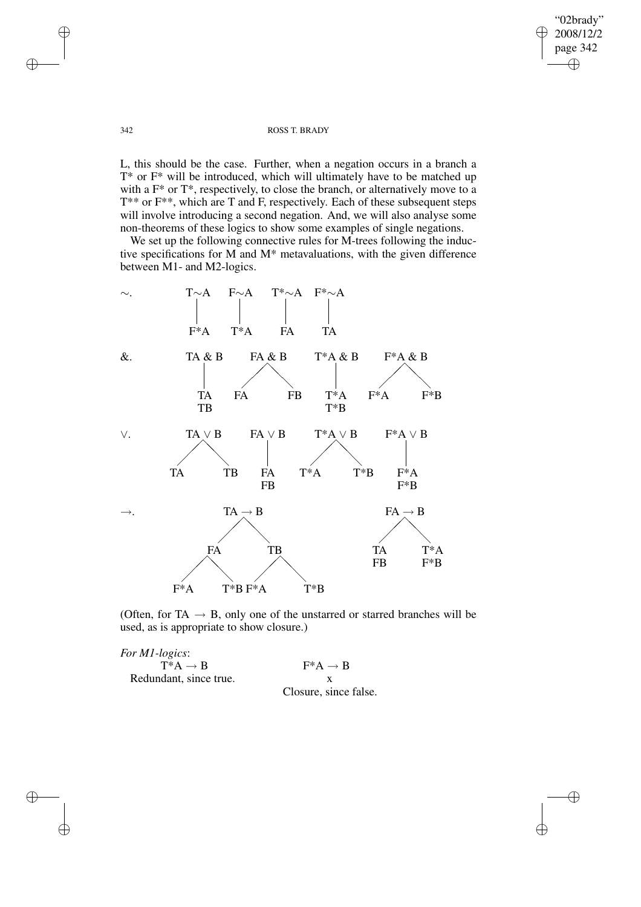L, this should be the case. Further, when a negation occurs in a branch a T* or F* will be introduced, which will ultimately have to be matched up with a F* or T*, respectively, to close the branch, or alternatively move to a T** or F**, which are T and F, respectively. Each of these subsequent steps will involve introducing a second negation. And, we will also analyse some non-theorems of these logics to show some examples of single negations.

We set up the following connective rules for M-trees following the inductive specifications for M and M* metavaluations, with the given difference between M1- and M2-logics.

$\sim$.

| T$\sim$A | F$\sim$A | T*$\sim$A | F*$\sim$A |
|---|---|---|---|
| F*A | T*A | FA | TA |

&.

- TA & B: TA, TB (single branch)
- FA & B: branches FA | FB
- T*A & B: T*A, T*B (single branch)
- F*A & B: branches F*A | F*B

$\vee$.

- TA $\vee$ B: branches TA | TB
- FA $\vee$ B: FA, FB (single branch)
- T*A $\vee$ B: branches T*A | T*B
- F*A $\vee$ B: F*A, F*B (single branch)

$\rightarrow$.

- TA $\rightarrow$ B: branches FA | TB; FA branches into F*A | T*B; TB branches into F*A | T*B
- FA $\rightarrow$ B: branches (TA, FB) | (T*A, F*B)

(Often, for TA $\rightarrow$ B, only one of the unstarred or starred branches will be used, as is appropriate to show closure.)

*For M1-logics*:

T*A $\rightarrow$ B
Redundant, since true.

F*A $\rightarrow$ B
x
Closure, since false.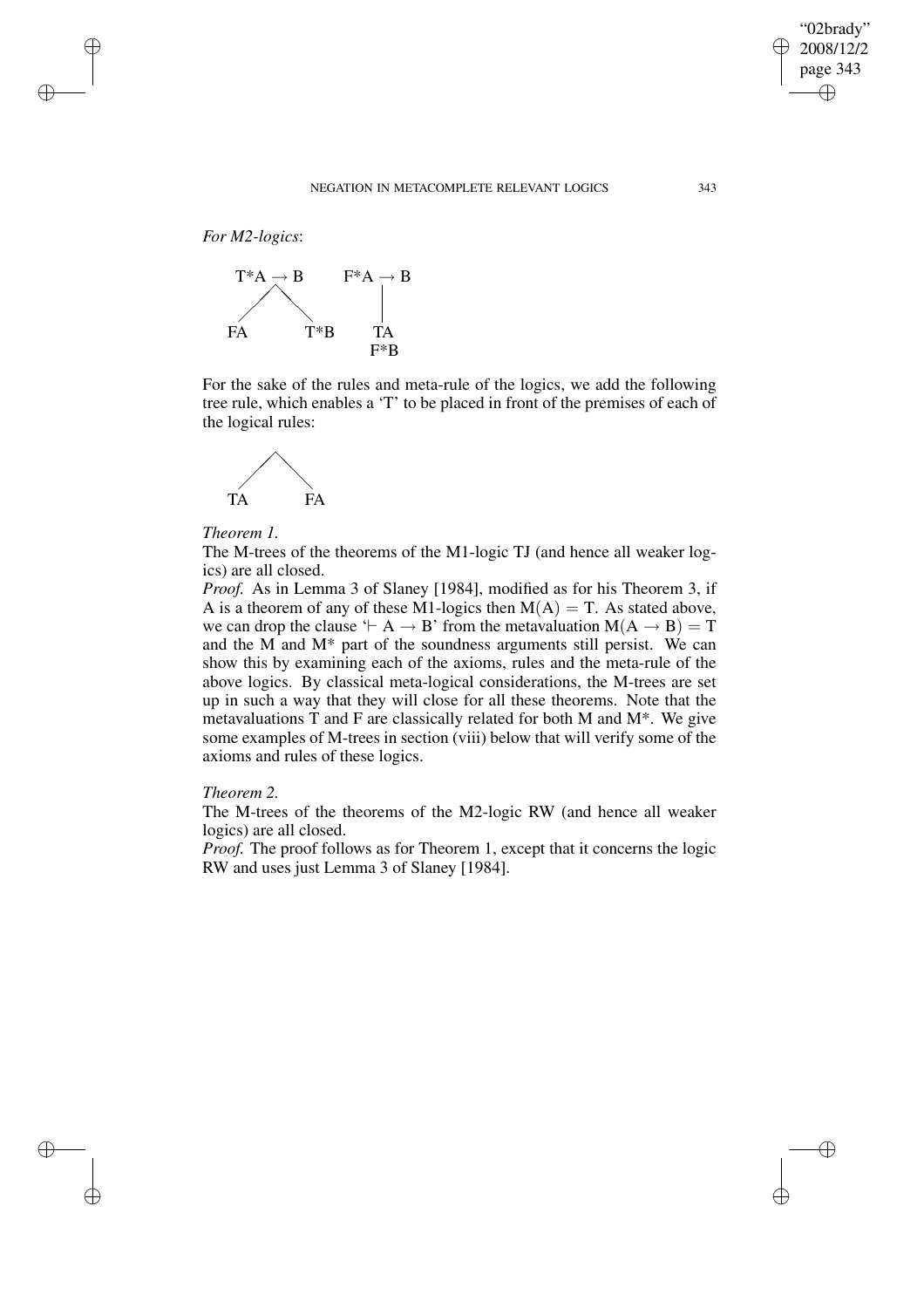*For M2-logics*:

```
   T*A → B          F*A → B
    /    \             |
  FA     T*B          TA
                      F*B
```

For the sake of the rules and meta-rule of the logics, we add the following tree rule, which enables a 'T' to be placed in front of the premises of each of the logical rules:

```
     /\
    /  \
  TA    FA
```

*Theorem 1.*

The M-trees of the theorems of the M1-logic TJ (and hence all weaker logics) are all closed.

*Proof.* As in Lemma 3 of Slaney [1984], modified as for his Theorem 3, if A is a theorem of any of these M1-logics then $M(A) = T$. As stated above, we can drop the clause '$\vdash A \rightarrow B$' from the metavaluation $M(A \rightarrow B) = T$ and the M and M* part of the soundness arguments still persist. We can show this by examining each of the axioms, rules and the meta-rule of the above logics. By classical meta-logical considerations, the M-trees are set up in such a way that they will close for all these theorems. Note that the metavaluations T and F are classically related for both M and M*. We give some examples of M-trees in section (viii) below that will verify some of the axioms and rules of these logics.

*Theorem 2.*

The M-trees of the theorems of the M2-logic RW (and hence all weaker logics) are all closed.

*Proof.* The proof follows as for Theorem 1, except that it concerns the logic RW and uses just Lemma 3 of Slaney [1984].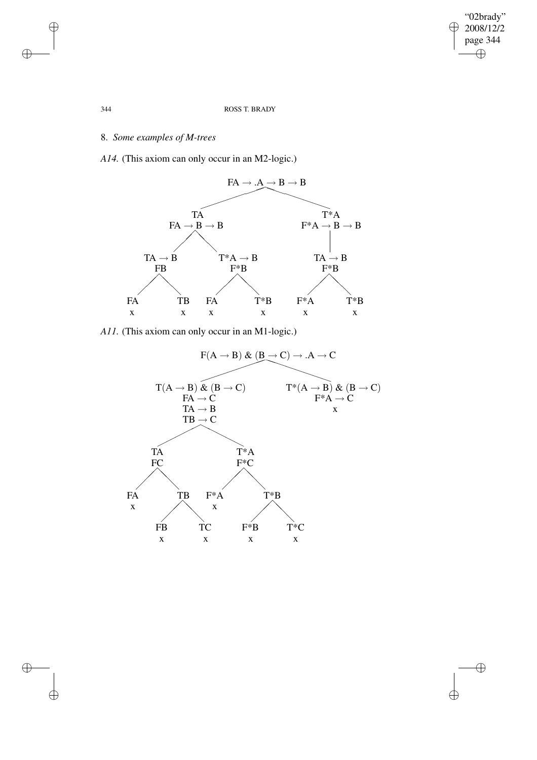## 8. *Some examples of M-trees*

*A14.* (This axiom can only occur in an M2-logic.)

$$\mathrm{FA} \rightarrow .\mathrm{A} \rightarrow \mathrm{B} \rightarrow \mathrm{B}$$

Left branch:

TA
$\mathrm{FA} \rightarrow \mathrm{B} \rightarrow \mathrm{B}$

- $\mathrm{TA} \rightarrow \mathrm{B}$, FB
  - FA x
  - TB x
- $\mathrm{T^*A} \rightarrow \mathrm{B}$, F*B
  - FA x
  - T*B x

Right branch:

T*A
$\mathrm{F^*A} \rightarrow \mathrm{B} \rightarrow \mathrm{B}$

- $\mathrm{TA} \rightarrow \mathrm{B}$, F*B
  - F*A x
  - T*B x

*A11.* (This axiom can only occur in an M1-logic.)

$$\mathrm{F}(\mathrm{A} \rightarrow \mathrm{B})\ \&\ (\mathrm{B} \rightarrow \mathrm{C}) \rightarrow .\mathrm{A} \rightarrow \mathrm{C}$$

Left branch:

$\mathrm{T}(\mathrm{A} \rightarrow \mathrm{B})\ \&\ (\mathrm{B} \rightarrow \mathrm{C})$
$\mathrm{FA} \rightarrow \mathrm{C}$
$\mathrm{TA} \rightarrow \mathrm{B}$
$\mathrm{TB} \rightarrow \mathrm{C}$

- TA, FC
  - FA x
  - TB
    - FB x
    - TC x
- T*A, F*C
  - F*A x
  - T*B
    - F*B x
    - T*C x

Right branch:

$\mathrm{T^*}(\mathrm{A} \rightarrow \mathrm{B})\ \&\ (\mathrm{B} \rightarrow \mathrm{C})$
$\mathrm{F^*A} \rightarrow \mathrm{C}$
x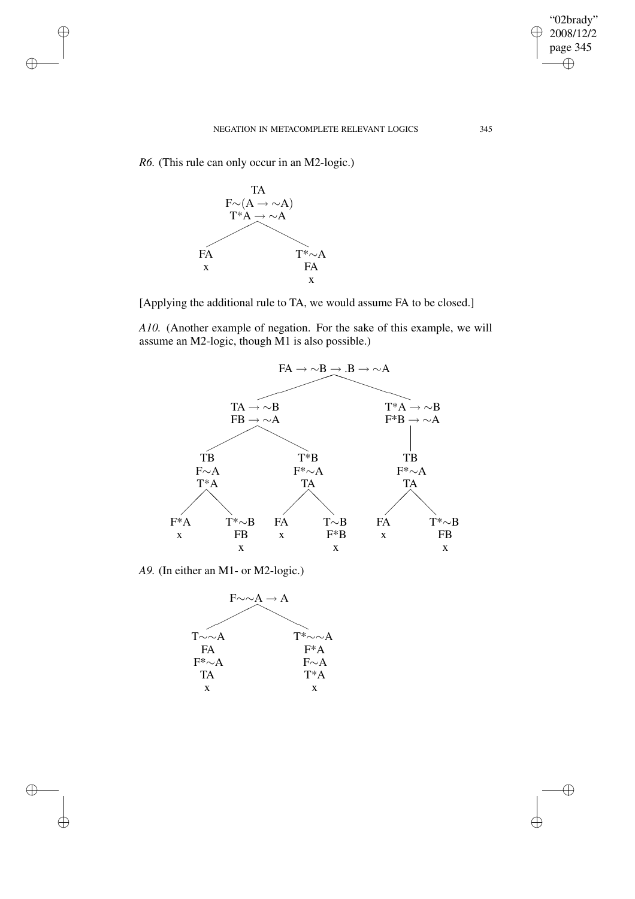*R6.* (This rule can only occur in an M2-logic.)

```
              TA
         F∼(A → ∼A)
          T*A → ∼A
        /          \
      FA           T*∼A
      x             FA
                    x
```

[Applying the additional rule to TA, we would assume FA to be closed.]

*A10.* (Another example of negation. For the sake of this example, we will assume an M2-logic, though M1 is also possible.)

```
                          FA → ∼B → .B → ∼A
                         /                  \
                 TA → ∼B                     T*A → ∼B
                 FB → ∼A                     F*B → ∼A
                /        \                       |
             TB           T*B                    TB
             F∼A          F*∼A                   F*∼A
             T*A          TA                     TA
            /   \        /    \                 /    \
         F*A   T*∼B    FA     T∼B             FA     T*∼B
          x     FB      x     F*B              x      FB
                x              x                      x
```

*A9.* (In either an M1- or M2-logic.)

```
             F∼∼A → A
            /        \
        T∼∼A          T*∼∼A
         FA            F*A
        F*∼A           F∼A
         TA            T*A
         x              x
```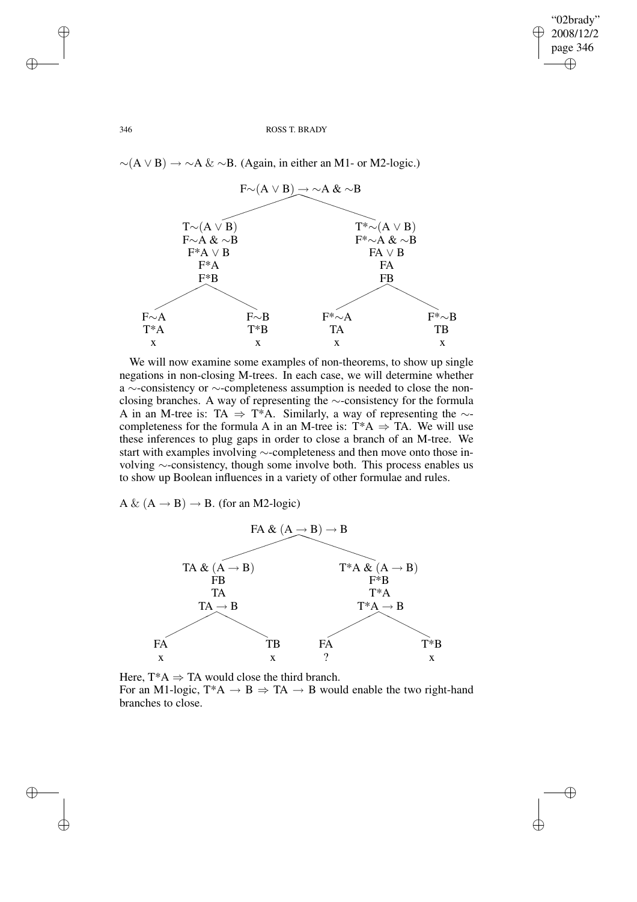$\sim(A \vee B) \to \sim A \;\&\; \sim B$. (Again, in either an M1- or M2-logic.)

```
                         F~(A ∨ B) → ~A & ~B
                  /                                \
        T~(A ∨ B)                                   T*~(A ∨ B)
        F~A & ~B                                    F*~A & ~B
        F*A ∨ B                                     FA ∨ B
        F*A                                         FA
        F*B                                         FB
       /        \                                  /        \
   F~A          F~B                            F*~A          F*~B
   T*A          T*B                            TA            TB
   x            x                              x             x
```

We will now examine some examples of non-theorems, to show up single negations in non-closing M-trees. In each case, we will determine whether a $\sim$-consistency or $\sim$-completeness assumption is needed to close the non-closing branches. A way of representing the $\sim$-consistency for the formula A in an M-tree is: TA $\Rightarrow$ T\*A. Similarly, a way of representing the $\sim$-completeness for the formula A in an M-tree is: T\*A $\Rightarrow$ TA. We will use these inferences to plug gaps in order to close a branch of an M-tree. We start with examples involving $\sim$-completeness and then move onto those involving $\sim$-consistency, though some involve both. This process enables us to show up Boolean influences in a variety of other formulae and rules.

$A \;\&\; (A \to B) \to B$. (for an M2-logic)

```
                         FA & (A → B) → B
                  /                                \
        TA & (A → B)                                T*A & (A → B)
        FB                                          F*B
        TA                                          T*A
        TA → B                                      T*A → B
       /        \                                  /        \
   FA            TB                            FA            T*B
   x             x                             ?             x
```

Here, T\*A $\Rightarrow$ TA would close the third branch.
For an M1-logic, T\*A $\to$ B $\Rightarrow$ TA $\to$ B would enable the two right-hand branches to close.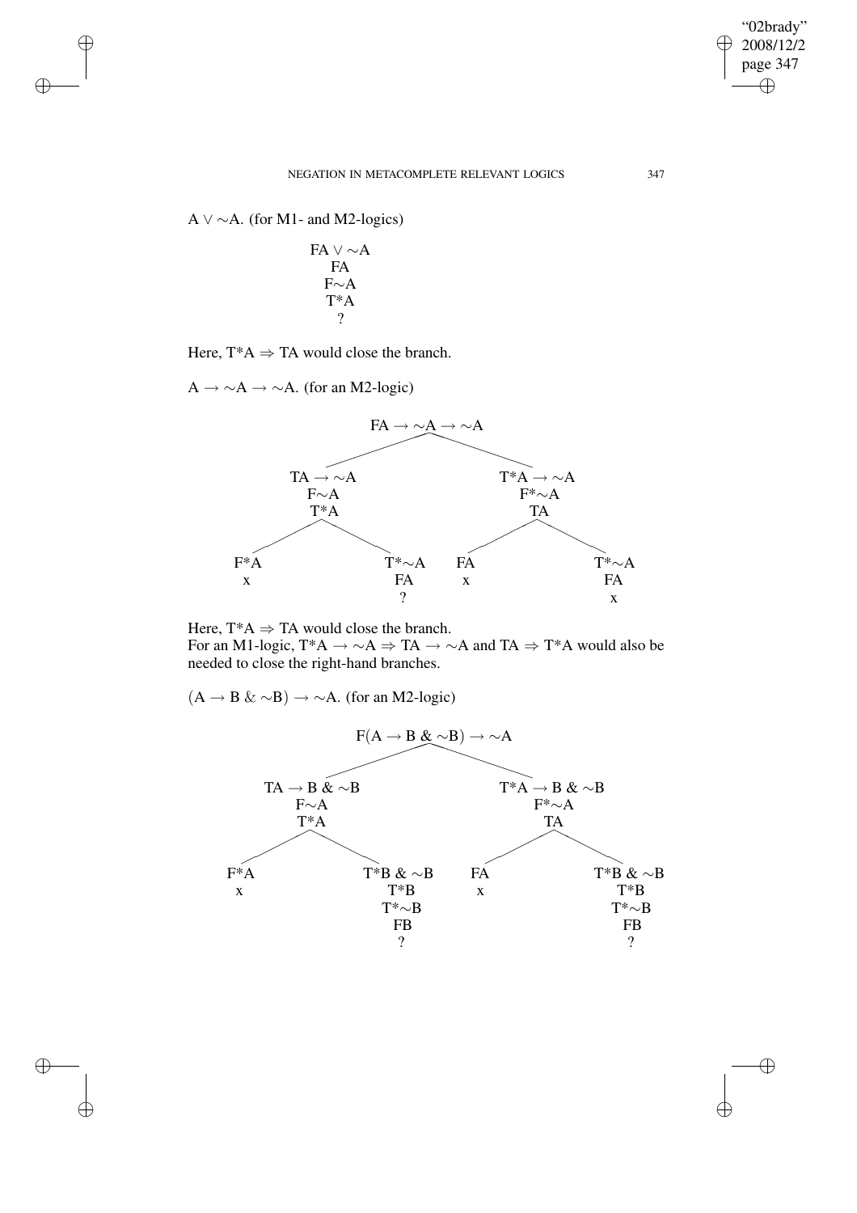A ∨ ∼A. (for M1- and M2-logics)

```
FA ∨ ∼A
  FA
  F∼A
  T*A
   ?
```

Here, T*A ⇒ TA would close the branch.

A → ∼A → ∼A. (for an M2-logic)

```
                     FA → ∼A → ∼A
                /                    \
        TA → ∼A                    T*A → ∼A
          F∼A                        F*∼A
          T*A                         TA
        /      \                    /      \
     F*A       T*∼A              FA        T*∼A
      x         FA                x         FA
                 ?                           x
```

Here, T*A ⇒ TA would close the branch.
For an M1-logic, T*A → ∼A ⇒ TA → ∼A and TA ⇒ T*A would also be needed to close the right-hand branches.

(A → B & ∼B) → ∼A. (for an M2-logic)

```
                     F(A → B & ∼B) → ∼A
                /                          \
      TA → B & ∼B                      T*A → B & ∼B
          F∼A                              F*∼A
          T*A                               TA
        /      \                          /      \
     F*A       T*B & ∼B                FA        T*B & ∼B
      x          T*B                    x          T*B
                 T*∼B                              T*∼B
                 FB                                FB
                  ?                                 ?
```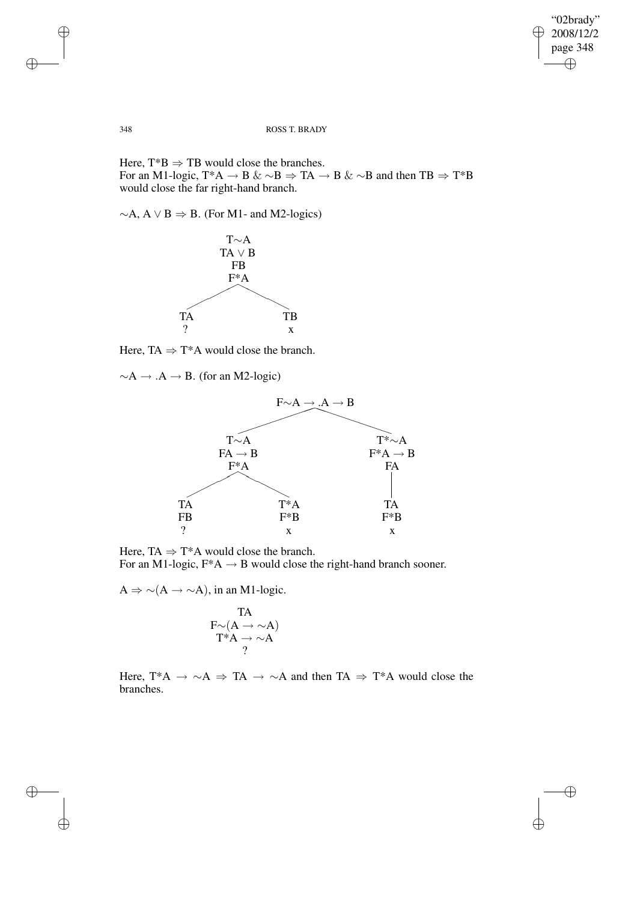Here, $T^*B \Rightarrow TB$ would close the branches.
For an M1-logic, $T^*A \rightarrow B \mathbin{\&} \sim B \Rightarrow TA \rightarrow B \mathbin{\&} \sim B$ and then $TB \Rightarrow T^*B$ would close the far right-hand branch.

$\sim A, A \vee B \Rightarrow B$. (For M1- and M2-logics)

```
        T∼A
       TA ∨ B
         FB
        F*A
       /    \
     TA      TB
      ?       x
```

Here, $TA \Rightarrow T^*A$ would close the branch.

$\sim A \rightarrow .A \rightarrow B$. (for an M2-logic)

```
                 F∼A → .A → B
                /             \
            T∼A                T*∼A
          FA → B              F*A → B
           F*A                  FA
          /    \                 |
        TA      T*A             TA
        FB      F*B             F*B
         ?       x               x
```

Here, $TA \Rightarrow T^*A$ would close the branch.
For an M1-logic, $F^*A \rightarrow B$ would close the right-hand branch sooner.

$A \Rightarrow \sim(A \rightarrow \sim A)$, in an M1-logic.

```
       TA
   F∼(A → ∼A)
    T*A → ∼A
        ?
```

Here, $T^*A \rightarrow \sim A \Rightarrow TA \rightarrow \sim A$ and then $TA \Rightarrow T^*A$ would close the branches.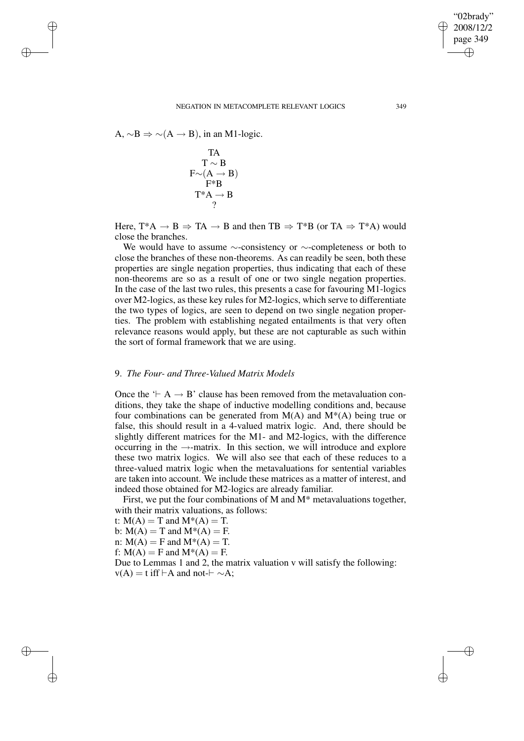$A, \sim B \Rightarrow \sim(A \rightarrow B)$, in an M1-logic.

$$
\begin{array}{c}
TA \\
T \sim B \\
F{\sim}(A \rightarrow B) \\
F^*B \\
T^*A \rightarrow B \\
?
\end{array}
$$

Here, $T^*A \rightarrow B \Rightarrow TA \rightarrow B$ and then $TB \Rightarrow T^*B$ (or $TA \Rightarrow T^*A$) would close the branches.

We would have to assume $\sim$-consistency or $\sim$-completeness or both to close the branches of these non-theorems. As can readily be seen, both these properties are single negation properties, thus indicating that each of these non-theorems are so as a result of one or two single negation properties. In the case of the last two rules, this presents a case for favouring M1-logics over M2-logics, as these key rules for M2-logics, which serve to differentiate the two types of logics, are seen to depend on two single negation properties. The problem with establishing negated entailments is that very often relevance reasons would apply, but these are not capturable as such within the sort of formal framework that we are using.

## 9. *The Four- and Three-Valued Matrix Models*

Once the '$\vdash A \rightarrow B$' clause has been removed from the metavaluation conditions, they take the shape of inductive modelling conditions and, because four combinations can be generated from $M(A)$ and $M^*(A)$ being true or false, this should result in a 4-valued matrix logic. And, there should be slightly different matrices for the M1- and M2-logics, with the difference occurring in the $\rightarrow$-matrix. In this section, we will introduce and explore these two matrix logics. We will also see that each of these reduces to a three-valued matrix logic when the metavaluations for sentential variables are taken into account. We include these matrices as a matter of interest, and indeed those obtained for M2-logics are already familiar.

First, we put the four combinations of M and M* metavaluations together, with their matrix valuations, as follows:

t: $M(A) = T$ and $M^*(A) = T$.
b: $M(A) = T$ and $M^*(A) = F$.
n: $M(A) = F$ and $M^*(A) = T$.
f: $M(A) = F$ and $M^*(A) = F$.

Due to Lemmas 1 and 2, the matrix valuation v will satisfy the following:
$v(A) = t$ iff $\vdash A$ and not-$\vdash \sim A$;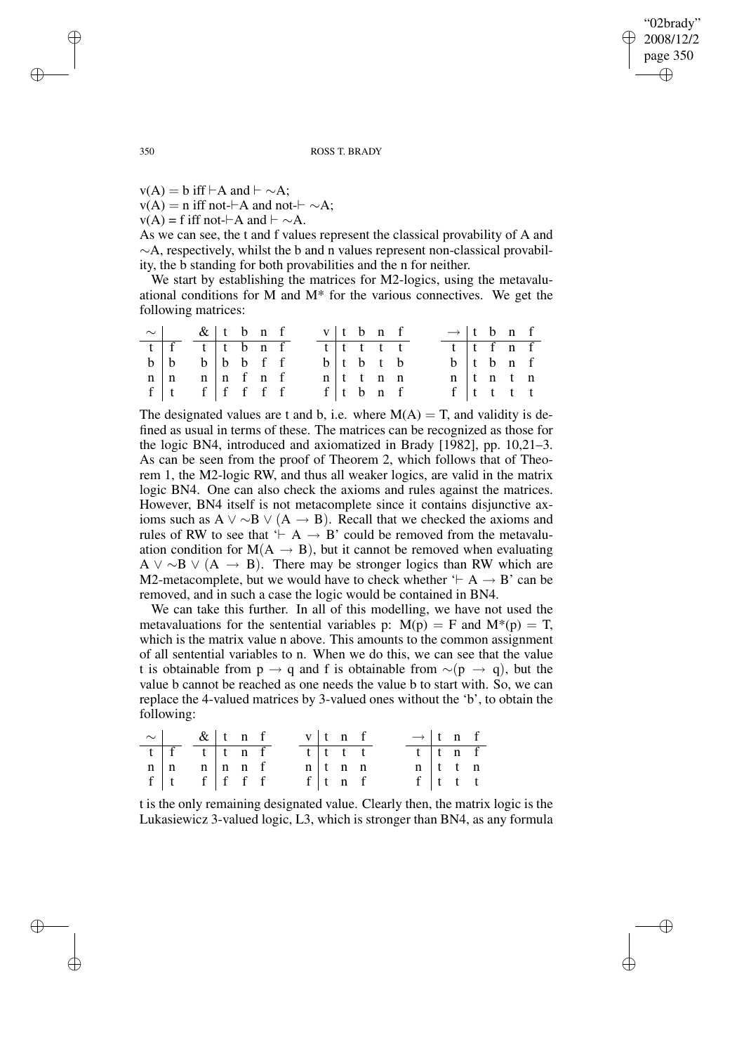$v(A) = b$ iff $\vdash A$ and $\vdash \sim A$;
$v(A) = n$ iff not-$\vdash A$ and not-$\vdash \sim A$;
$v(A) = f$ iff not-$\vdash A$ and $\vdash \sim A$.

As we can see, the t and f values represent the classical provability of A and $\sim$A, respectively, whilst the b and n values represent non-classical provability, the b standing for both provabilities and the n for neither.

We start by establishing the matrices for M2-logics, using the metavaluational conditions for M and M* for the various connectives. We get the following matrices:

| $\sim$ | |
|---|---|
| t | f |
| b | b |
| n | n |
| f | t |

| & | t | b | n | f |
|---|---|---|---|---|
| t | t | b | n | f |
| b | b | b | f | f |
| n | n | f | n | f |
| f | f | f | f | f |

| v | t | b | n | f |
|---|---|---|---|---|
| t | t | t | t | t |
| b | t | b | t | b |
| n | t | t | n | n |
| f | t | b | n | f |

| $\rightarrow$ | t | b | n | f |
|---|---|---|---|---|
| t | t | f | n | f |
| b | t | b | n | f |
| n | t | n | t | n |
| f | t | t | t | t |

The designated values are t and b, i.e. where $M(A) = T$, and validity is defined as usual in terms of these. The matrices can be recognized as those for the logic BN4, introduced and axiomatized in Brady [1982], pp. 10,21–3. As can be seen from the proof of Theorem 2, which follows that of Theorem 1, the M2-logic RW, and thus all weaker logics, are valid in the matrix logic BN4. One can also check the axioms and rules against the matrices. However, BN4 itself is not metacomplete since it contains disjunctive axioms such as $A \vee \sim B \vee (A \rightarrow B)$. Recall that we checked the axioms and rules of RW to see that '$\vdash A \rightarrow B$' could be removed from the metavaluation condition for $M(A \rightarrow B)$, but it cannot be removed when evaluating $A \vee \sim B \vee (A \rightarrow B)$. There may be stronger logics than RW which are M2-metacomplete, but we would have to check whether '$\vdash A \rightarrow B$' can be removed, and in such a case the logic would be contained in BN4.

We can take this further. In all of this modelling, we have not used the metavaluations for the sentential variables p: $M(p) = F$ and $M^*(p) = T$, which is the matrix value n above. This amounts to the common assignment of all sentential variables to n. When we do this, we can see that the value t is obtainable from $p \rightarrow q$ and f is obtainable from $\sim(p \rightarrow q)$, but the value b cannot be reached as one needs the value b to start with. So, we can replace the 4-valued matrices by 3-valued ones without the 'b', to obtain the following:

| $\sim$ | |
|---|---|
| t | f |
| n | n |
| f | t |

| & | t | n | f |
|---|---|---|---|
| t | t | n | f |
| n | n | n | f |
| f | f | f | f |

| v | t | n | f |
|---|---|---|---|
| t | t | t | t |
| n | t | n | n |
| f | t | n | f |

| $\rightarrow$ | t | n | f |
|---|---|---|---|
| t | t | n | f |
| n | t | t | n |
| f | t | t | t |

t is the only remaining designated value. Clearly then, the matrix logic is the Lukasiewicz 3-valued logic, L3, which is stronger than BN4, as any formula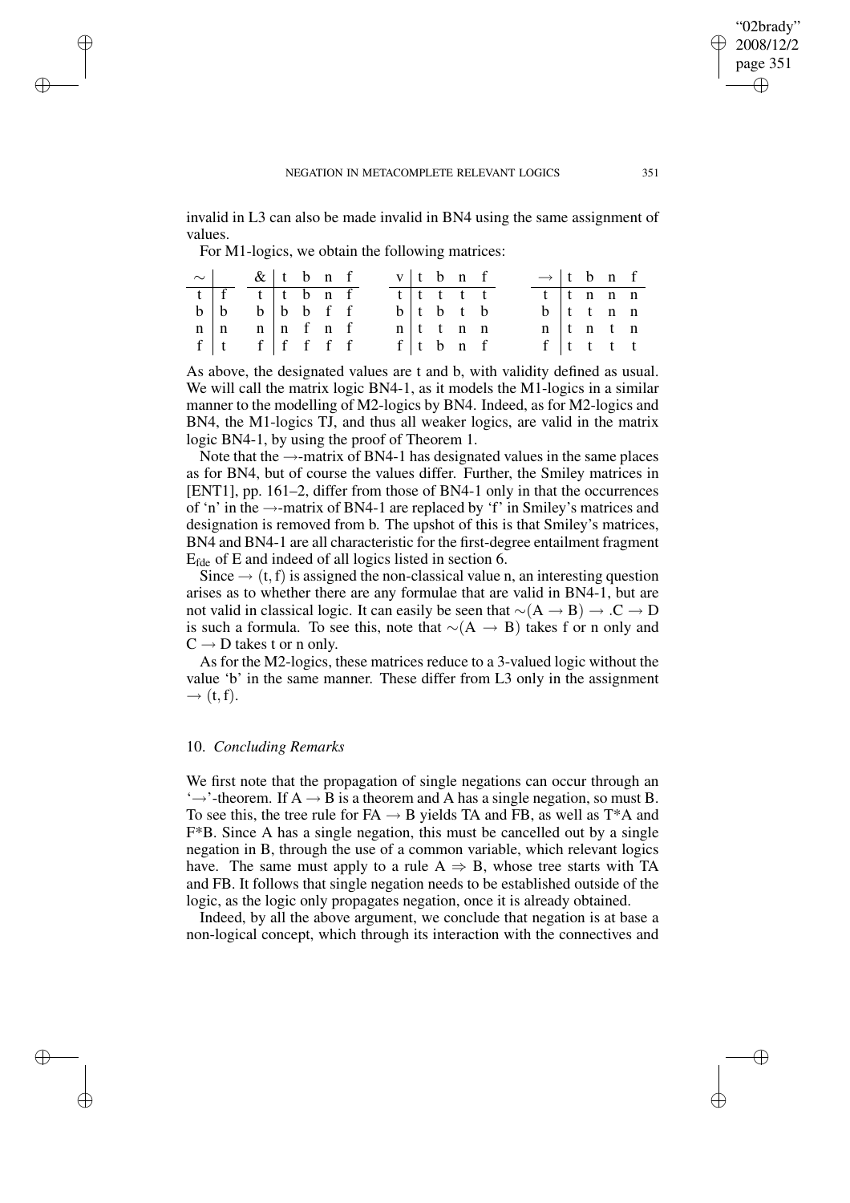invalid in L3 can also be made invalid in BN4 using the same assignment of values.

For M1-logics, we obtain the following matrices:

| $\sim$ | |
|---|---|
| t | f |
| b | b |
| n | n |
| f | t |

| & | t | b | n | f |
|---|---|---|---|---|
| t | t | b | n | f |
| b | b | b | f | f |
| n | n | f | n | f |
| f | f | f | f | f |

| v | t | b | n | f |
|---|---|---|---|---|
| t | t | t | t | t |
| b | t | b | t | b |
| n | t | t | n | n |
| f | t | b | n | f |

| $\rightarrow$ | t | b | n | f |
|---|---|---|---|---|
| t | t | n | n | n |
| b | t | t | n | n |
| n | t | n | t | n |
| f | t | t | t | t |

As above, the designated values are t and b, with validity defined as usual. We will call the matrix logic BN4-1, as it models the M1-logics in a similar manner to the modelling of M2-logics by BN4. Indeed, as for M2-logics and BN4, the M1-logics TJ, and thus all weaker logics, are valid in the matrix logic BN4-1, by using the proof of Theorem 1.

Note that the $\rightarrow$-matrix of BN4-1 has designated values in the same places as for BN4, but of course the values differ. Further, the Smiley matrices in [ENT1], pp. 161–2, differ from those of BN4-1 only in that the occurrences of 'n' in the $\rightarrow$-matrix of BN4-1 are replaced by 'f' in Smiley's matrices and designation is removed from b. The upshot of this is that Smiley's matrices, BN4 and BN4-1 are all characteristic for the first-degree entailment fragment $E_{fde}$ of E and indeed of all logics listed in section 6.

Since $\rightarrow (t, f)$ is assigned the non-classical value n, an interesting question arises as to whether there are any formulae that are valid in BN4-1, but are not valid in classical logic. It can easily be seen that $\sim(A \rightarrow B) \rightarrow .C \rightarrow D$ is such a formula. To see this, note that $\sim(A \rightarrow B)$ takes f or n only and $C \rightarrow D$ takes t or n only.

As for the M2-logics, these matrices reduce to a 3-valued logic without the value 'b' in the same manner. These differ from L3 only in the assignment $\rightarrow (t, f)$.

## 10. *Concluding Remarks*

We first note that the propagation of single negations can occur through an '$\rightarrow$'-theorem. If $A \rightarrow B$ is a theorem and A has a single negation, so must B. To see this, the tree rule for $FA \rightarrow B$ yields TA and FB, as well as T\*A and F\*B. Since A has a single negation, this must be cancelled out by a single negation in B, through the use of a common variable, which relevant logics have. The same must apply to a rule $A \Rightarrow B$, whose tree starts with TA and FB. It follows that single negation needs to be established outside of the logic, as the logic only propagates negation, once it is already obtained.

Indeed, by all the above argument, we conclude that negation is at base a non-logical concept, which through its interaction with the connectives and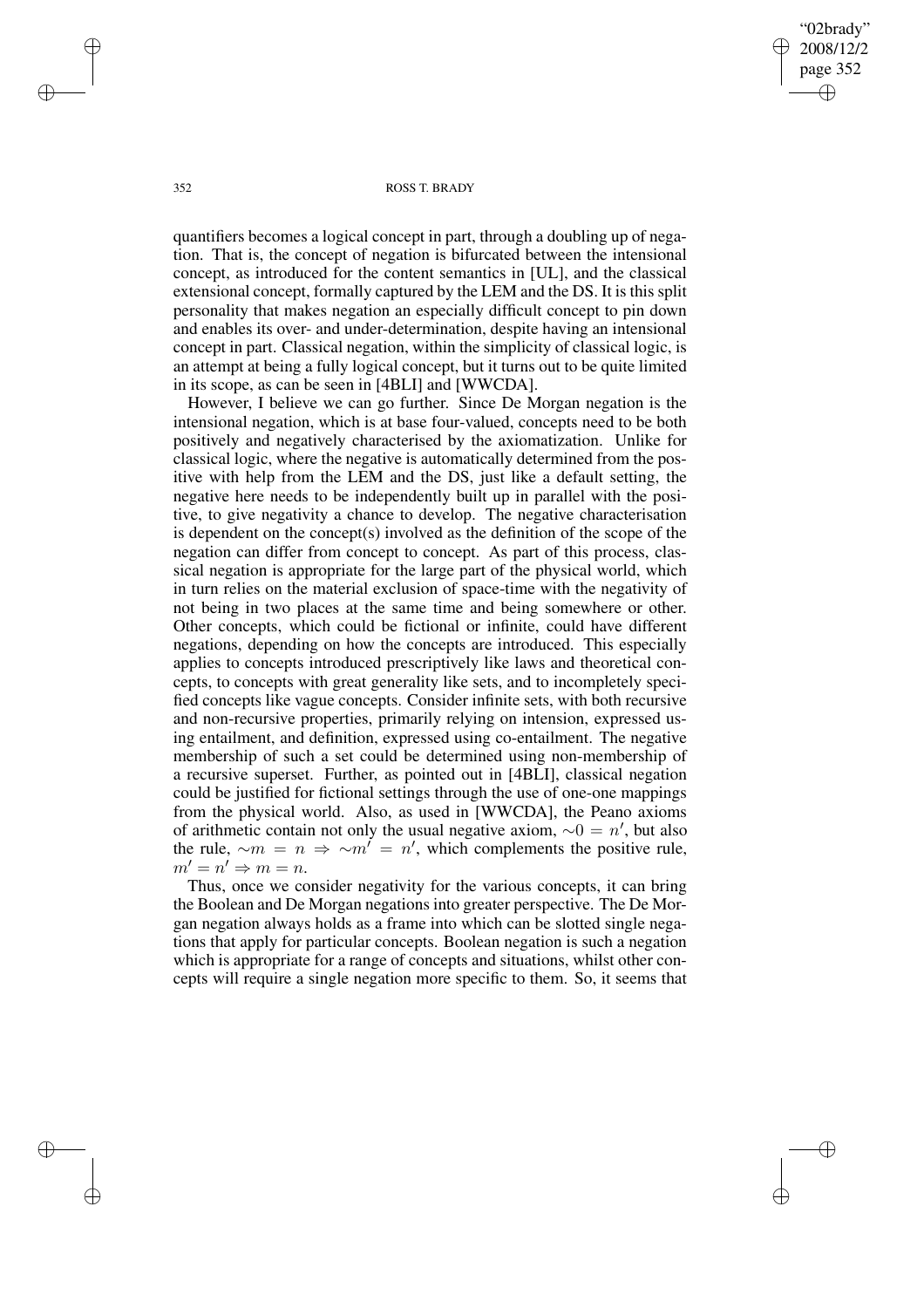quantifiers becomes a logical concept in part, through a doubling up of negation. That is, the concept of negation is bifurcated between the intensional concept, as introduced for the content semantics in [UL], and the classical extensional concept, formally captured by the LEM and the DS. It is this split personality that makes negation an especially difficult concept to pin down and enables its over- and under-determination, despite having an intensional concept in part. Classical negation, within the simplicity of classical logic, is an attempt at being a fully logical concept, but it turns out to be quite limited in its scope, as can be seen in [4BLI] and [WWCDA].

However, I believe we can go further. Since De Morgan negation is the intensional negation, which is at base four-valued, concepts need to be both positively and negatively characterised by the axiomatization. Unlike for classical logic, where the negative is automatically determined from the positive with help from the LEM and the DS, just like a default setting, the negative here needs to be independently built up in parallel with the positive, to give negativity a chance to develop. The negative characterisation is dependent on the concept(s) involved as the definition of the scope of the negation can differ from concept to concept. As part of this process, classical negation is appropriate for the large part of the physical world, which in turn relies on the material exclusion of space-time with the negativity of not being in two places at the same time and being somewhere or other. Other concepts, which could be fictional or infinite, could have different negations, depending on how the concepts are introduced. This especially applies to concepts introduced prescriptively like laws and theoretical concepts, to concepts with great generality like sets, and to incompletely specified concepts like vague concepts. Consider infinite sets, with both recursive and non-recursive properties, primarily relying on intension, expressed using entailment, and definition, expressed using co-entailment. The negative membership of such a set could be determined using non-membership of a recursive superset. Further, as pointed out in [4BLI], classical negation could be justified for fictional settings through the use of one-one mappings from the physical world. Also, as used in [WWCDA], the Peano axioms of arithmetic contain not only the usual negative axiom, $\sim 0 = n'$, but also the rule, $\sim m = n \Rightarrow \sim m' = n'$, which complements the positive rule, $m' = n' \Rightarrow m = n$.

Thus, once we consider negativity for the various concepts, it can bring the Boolean and De Morgan negations into greater perspective. The De Morgan negation always holds as a frame into which can be slotted single negations that apply for particular concepts. Boolean negation is such a negation which is appropriate for a range of concepts and situations, whilst other concepts will require a single negation more specific to them. So, it seems that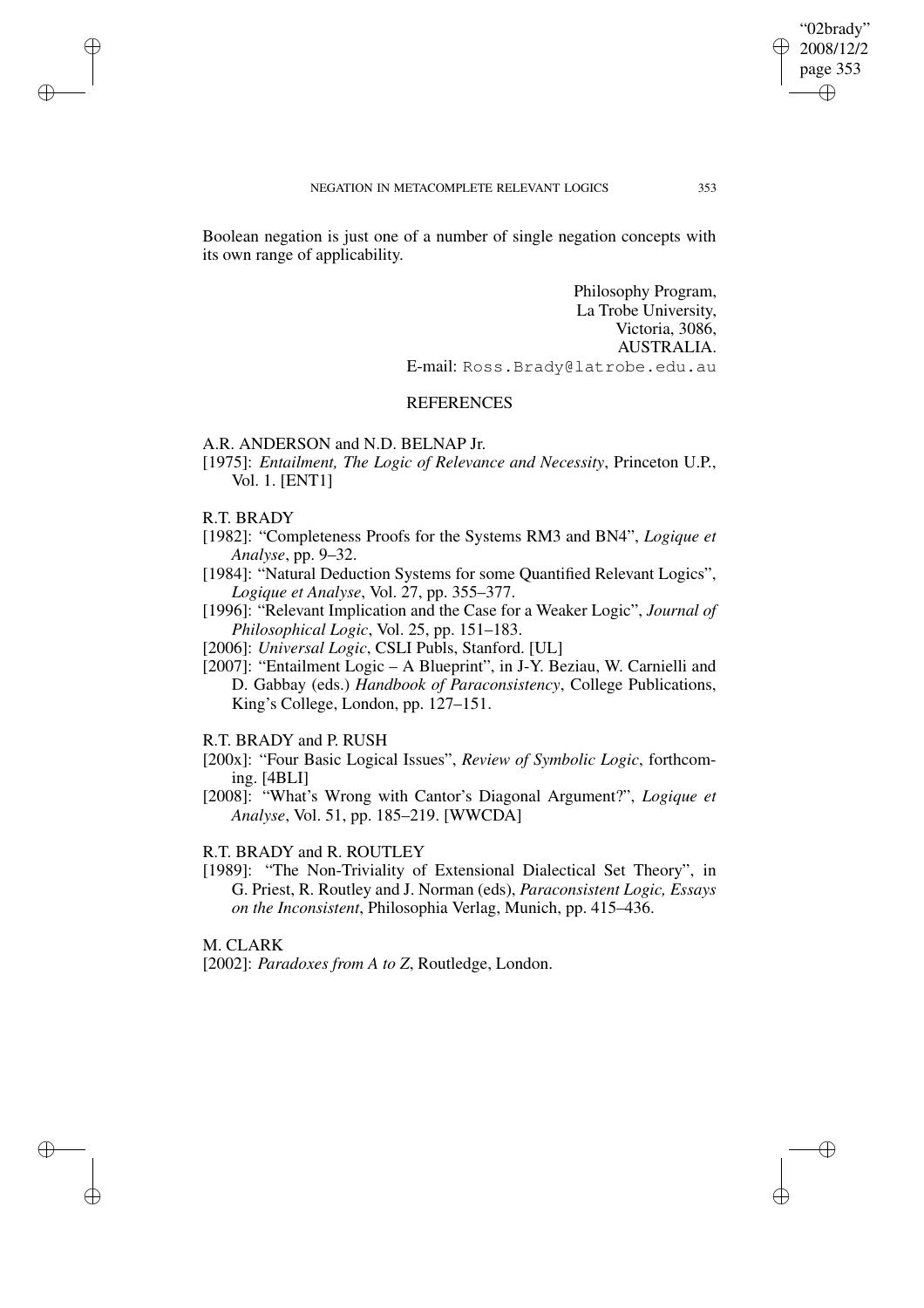Boolean negation is just one of a number of single negation concepts with its own range of applicability.

Philosophy Program,
La Trobe University,
Victoria, 3086,
AUSTRALIA.
E-mail: Ross.Brady@latrobe.edu.au

## REFERENCES

A.R. ANDERSON and N.D. BELNAP Jr.

[1975]: *Entailment, The Logic of Relevance and Necessity*, Princeton U.P., Vol. 1. [ENT1]

R.T. BRADY

[1982]: "Completeness Proofs for the Systems RM3 and BN4", *Logique et Analyse*, pp. 9–32.

[1984]: "Natural Deduction Systems for some Quantified Relevant Logics", *Logique et Analyse*, Vol. 27, pp. 355–377.

[1996]: "Relevant Implication and the Case for a Weaker Logic", *Journal of Philosophical Logic*, Vol. 25, pp. 151–183.

[2006]: *Universal Logic*, CSLI Publs, Stanford. [UL]

[2007]: "Entailment Logic – A Blueprint", in J-Y. Beziau, W. Carnielli and D. Gabbay (eds.) *Handbook of Paraconsistency*, College Publications, King's College, London, pp. 127–151.

R.T. BRADY and P. RUSH

[200x]: "Four Basic Logical Issues", *Review of Symbolic Logic*, forthcoming. [4BLI]

[2008]: "What's Wrong with Cantor's Diagonal Argument?", *Logique et Analyse*, Vol. 51, pp. 185–219. [WWCDA]

R.T. BRADY and R. ROUTLEY

[1989]: "The Non-Triviality of Extensional Dialectical Set Theory", in G. Priest, R. Routley and J. Norman (eds), *Paraconsistent Logic, Essays on the Inconsistent*, Philosophia Verlag, Munich, pp. 415–436.

M. CLARK

[2002]: *Paradoxes from A to Z*, Routledge, London.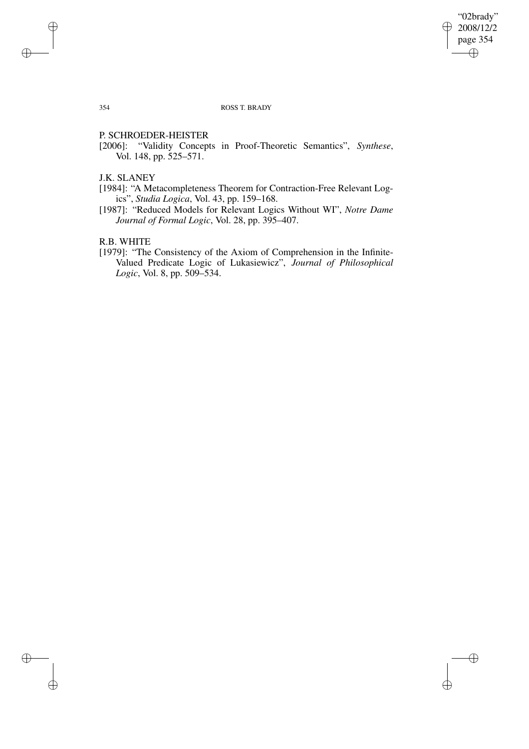P. SCHROEDER-HEISTER

[2006]: "Validity Concepts in Proof-Theoretic Semantics", *Synthese*, Vol. 148, pp. 525–571.

J.K. SLANEY

[1984]: "A Metacompleteness Theorem for Contraction-Free Relevant Logics", *Studia Logica*, Vol. 43, pp. 159–168.

[1987]: "Reduced Models for Relevant Logics Without WI", *Notre Dame Journal of Formal Logic*, Vol. 28, pp. 395–407.

R.B. WHITE

[1979]: "The Consistency of the Axiom of Comprehension in the Infinite-Valued Predicate Logic of Lukasiewicz", *Journal of Philosophical Logic*, Vol. 8, pp. 509–534.